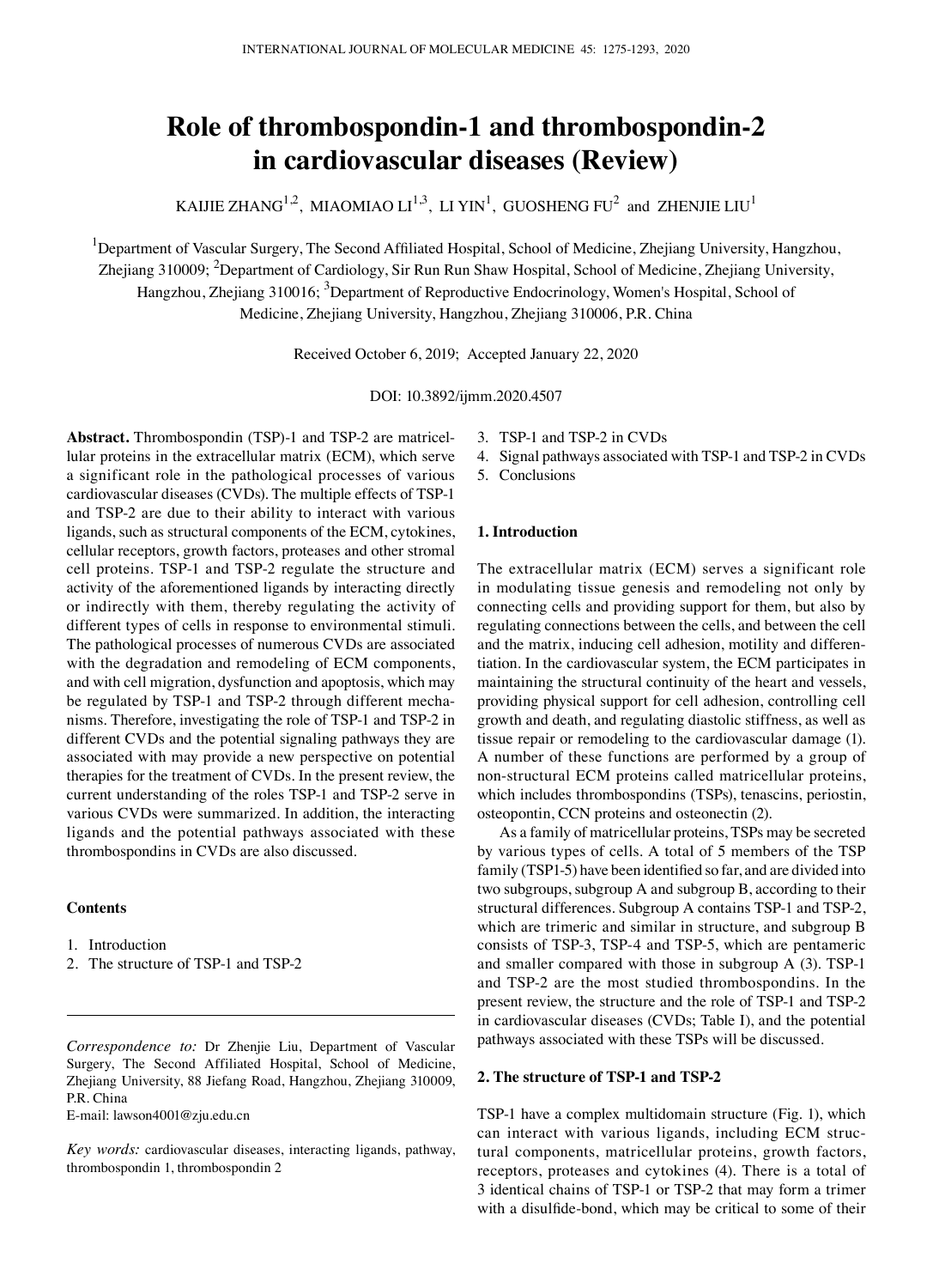# Role of thrombospondin-1 and thrombospondin-2 in cardiovascular diseases (Review)

KAIJIE ZHANG[1,2], MIAOMIAO LI[1,3], LI YIN[1], GUOSHENG FU[2] and ZHENJIE LIU[1]

[1]Department of Vascular Surgery, The Second Affiliated Hospital, School of Medicine, Zhejiang University, Hangzhou, Zhejiang 310009; [2]Department of Cardiology, Sir Run Run Shaw Hospital, School of Medicine, Zhejiang University, Hangzhou, Zhejiang 310016; [3]Department of Reproductive Endocrinology, Women's Hospital, School of Medicine, Zhejiang University, Hangzhou, Zhejiang 310006, P.R. China

Received October 6, 2019; Accepted January 22, 2020

DOI: 10.3892/ijmm.2020.4507

**Abstract.** Thrombospondin (TSP)-1 and TSP-2 are matricellular proteins in the extracellular matrix (ECM), which serve a significant role in the pathological processes of various cardiovascular diseases (CVDs). The multiple effects of TSP-1 and TSP-2 are due to their ability to interact with various ligands, such as structural components of the ECM, cytokines, cellular receptors, growth factors, proteases and other stromal cell proteins. TSP-1 and TSP-2 regulate the structure and activity of the aforementioned ligands by interacting directly or indirectly with them, thereby regulating the activity of different types of cells in response to environmental stimuli. The pathological processes of numerous CVDs are associated with the degradation and remodeling of ECM components, and with cell migration, dysfunction and apoptosis, which may be regulated by TSP-1 and TSP-2 through different mechanisms. Therefore, investigating the role of TSP-1 and TSP-2 in different CVDs and the potential signaling pathways they are associated with may provide a new perspective on potential therapies for the treatment of CVDs. In the present review, the current understanding of the roles TSP-1 and TSP-2 serve in various CVDs were summarized. In addition, the interacting ligands and the potential pathways associated with these thrombospondins in CVDs are also discussed.

**Contents**

1. Introduction
2. The structure of TSP-1 and TSP-2
3. TSP-1 and TSP-2 in CVDs
4. Signal pathways associated with TSP-1 and TSP-2 in CVDs
5. Conclusions

*Correspondence to:* Dr Zhenjie Liu, Department of Vascular Surgery, The Second Affiliated Hospital, School of Medicine, Zhejiang University, 88 Jiefang Road, Hangzhou, Zhejiang 310009, P.R. China
E-mail: lawson4001@zju.edu.cn

*Key words:* cardiovascular diseases, interacting ligands, pathway, thrombospondin 1, thrombospondin 2

## 1. Introduction

The extracellular matrix (ECM) serves a significant role in modulating tissue genesis and remodeling not only by connecting cells and providing support for them, but also by regulating connections between the cells, and between the cell and the matrix, inducing cell adhesion, motility and differentiation. In the cardiovascular system, the ECM participates in maintaining the structural continuity of the heart and vessels, providing physical support for cell adhesion, controlling cell growth and death, and regulating diastolic stiffness, as well as tissue repair or remodeling to the cardiovascular damage (1). A number of these functions are performed by a group of non-structural ECM proteins called matricellular proteins, which includes thrombospondins (TSPs), tenascins, periostin, osteopontin, CCN proteins and osteonectin (2).

As a family of matricellular proteins, TSPs may be secreted by various types of cells. A total of 5 members of the TSP family (TSP1-5) have been identified so far, and are divided into two subgroups, subgroup A and subgroup B, according to their structural differences. Subgroup A contains TSP-1 and TSP-2, which are trimeric and similar in structure, and subgroup B consists of TSP-3, TSP-4 and TSP-5, which are pentameric and smaller compared with those in subgroup A (3). TSP-1 and TSP-2 are the most studied thrombospondins. In the present review, the structure and the role of TSP-1 and TSP-2 in cardiovascular diseases (CVDs; Table I), and the potential pathways associated with these TSPs will be discussed.

## 2. The structure of TSP-1 and TSP-2

TSP-1 have a complex multidomain structure (Fig. 1), which can interact with various ligands, including ECM structural components, matricellular proteins, growth factors, receptors, proteases and cytokines (4). There is a total of 3 identical chains of TSP-1 or TSP-2 that may form a trimer with a disulfide-bond, which may be critical to some of their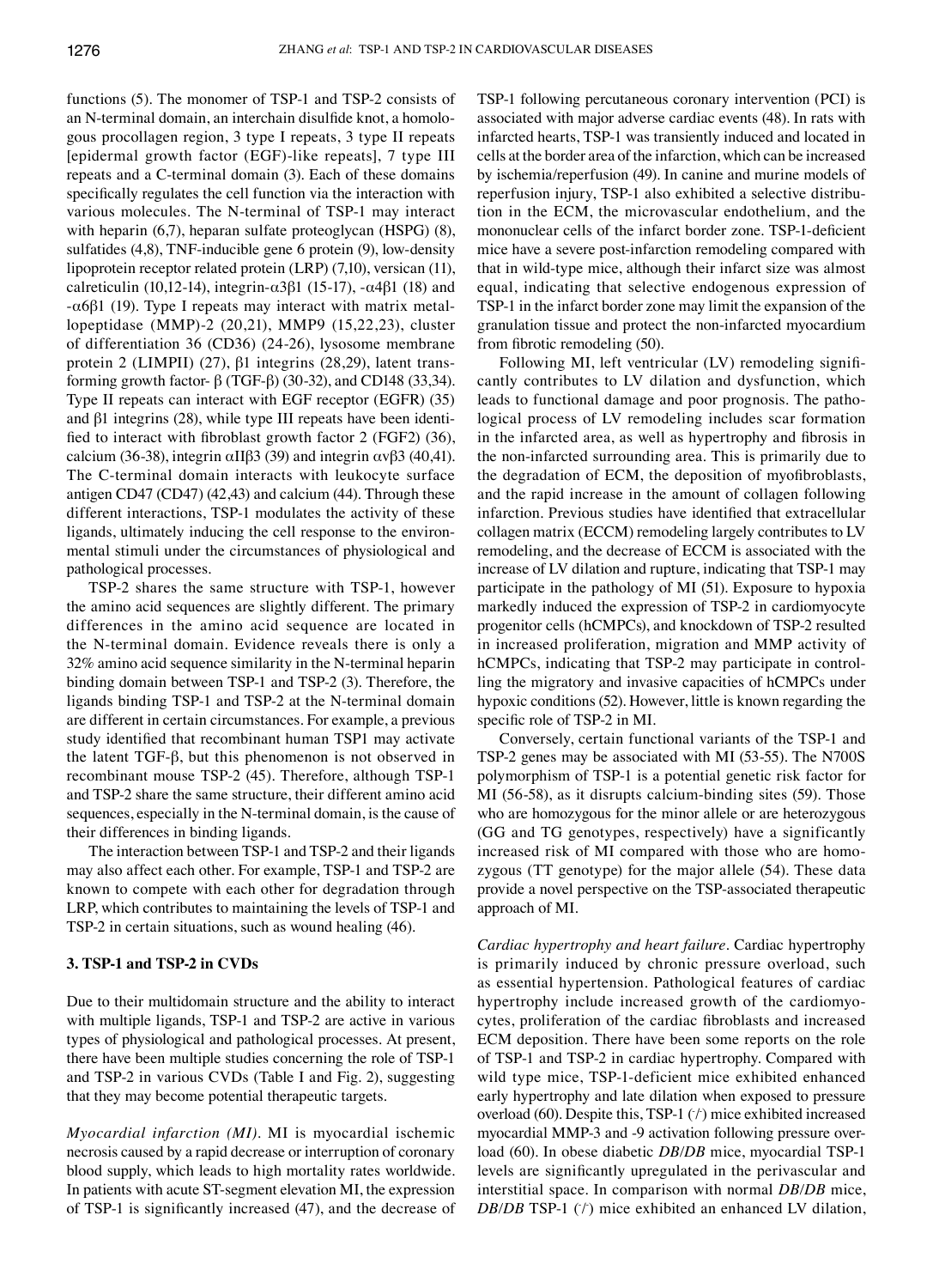functions (5). The monomer of TSP-1 and TSP-2 consists of an N-terminal domain, an interchain disulfide knot, a homologous procollagen region, 3 type I repeats, 3 type II repeats [epidermal growth factor (EGF)-like repeats], 7 type III repeats and a C-terminal domain (3). Each of these domains specifically regulates the cell function via the interaction with various molecules. The N-terminal of TSP-1 may interact with heparin (6,7), heparan sulfate proteoglycan (HSPG) (8), sulfatides (4,8), TNF-inducible gene 6 protein (9), low-density lipoprotein receptor related protein (LRP) (7,10), versican (11), calreticulin (10,12-14), integrin-α3β1 (15-17), -α4β1 (18) and -α6β1 (19). Type I repeats may interact with matrix metallopeptidase (MMP)-2 (20,21), MMP9 (15,22,23), cluster of differentiation 36 (CD36) (24-26), lysosome membrane protein 2 (LIMPII) (27), β1 integrins (28,29), latent transforming growth factor- β (TGF-β) (30-32), and CD148 (33,34). Type II repeats can interact with EGF receptor (EGFR) (35) and β1 integrins (28), while type III repeats have been identified to interact with fibroblast growth factor 2 (FGF2) (36), calcium (36-38), integrin αIIβ3 (39) and integrin αvβ3 (40,41). The C-terminal domain interacts with leukocyte surface antigen CD47 (CD47) (42,43) and calcium (44). Through these different interactions, TSP-1 modulates the activity of these ligands, ultimately inducing the cell response to the environmental stimuli under the circumstances of physiological and pathological processes.

TSP-2 shares the same structure with TSP-1, however the amino acid sequences are slightly different. The primary differences in the amino acid sequence are located in the N-terminal domain. Evidence reveals there is only a 32% amino acid sequence similarity in the N-terminal heparin binding domain between TSP-1 and TSP-2 (3). Therefore, the ligands binding TSP-1 and TSP-2 at the N-terminal domain are different in certain circumstances. For example, a previous study identified that recombinant human TSP1 may activate the latent TGF-β, but this phenomenon is not observed in recombinant mouse TSP-2 (45). Therefore, although TSP-1 and TSP-2 share the same structure, their different amino acid sequences, especially in the N-terminal domain, is the cause of their differences in binding ligands.

The interaction between TSP-1 and TSP-2 and their ligands may also affect each other. For example, TSP-1 and TSP-2 are known to compete with each other for degradation through LRP, which contributes to maintaining the levels of TSP-1 and TSP-2 in certain situations, such as wound healing (46).

## 3. TSP-1 and TSP-2 in CVDs

Due to their multidomain structure and the ability to interact with multiple ligands, TSP-1 and TSP-2 are active in various types of physiological and pathological processes. At present, there have been multiple studies concerning the role of TSP-1 and TSP-2 in various CVDs (Table I and Fig. 2), suggesting that they may become potential therapeutic targets.

*Myocardial infarction (MI)*. MI is myocardial ischemic necrosis caused by a rapid decrease or interruption of coronary blood supply, which leads to high mortality rates worldwide. In patients with acute ST-segment elevation MI, the expression of TSP-1 is significantly increased (47), and the decrease of TSP-1 following percutaneous coronary intervention (PCI) is associated with major adverse cardiac events (48). In rats with infarcted hearts, TSP-1 was transiently induced and located in cells at the border area of the infarction, which can be increased by ischemia/reperfusion (49). In canine and murine models of reperfusion injury, TSP-1 also exhibited a selective distribution in the ECM, the microvascular endothelium, and the mononuclear cells of the infarct border zone. TSP-1-deficient mice have a severe post-infarction remodeling compared with that in wild-type mice, although their infarct size was almost equal, indicating that selective endogenous expression of TSP-1 in the infarct border zone may limit the expansion of the granulation tissue and protect the non-infarcted myocardium from fibrotic remodeling (50).

Following MI, left ventricular (LV) remodeling significantly contributes to LV dilation and dysfunction, which leads to functional damage and poor prognosis. The pathological process of LV remodeling includes scar formation in the infarcted area, as well as hypertrophy and fibrosis in the non-infarcted surrounding area. This is primarily due to the degradation of ECM, the deposition of myofibroblasts, and the rapid increase in the amount of collagen following infarction. Previous studies have identified that extracellular collagen matrix (ECCM) remodeling largely contributes to LV remodeling, and the decrease of ECCM is associated with the increase of LV dilation and rupture, indicating that TSP-1 may participate in the pathology of MI (51). Exposure to hypoxia markedly induced the expression of TSP-2 in cardiomyocyte progenitor cells (hCMPCs), and knockdown of TSP-2 resulted in increased proliferation, migration and MMP activity of hCMPCs, indicating that TSP-2 may participate in controlling the migratory and invasive capacities of hCMPCs under hypoxic conditions (52). However, little is known regarding the specific role of TSP-2 in MI.

Conversely, certain functional variants of the TSP-1 and TSP-2 genes may be associated with MI (53-55). The N700S polymorphism of TSP-1 is a potential genetic risk factor for MI (56-58), as it disrupts calcium-binding sites (59). Those who are homozygous for the minor allele or are heterozygous (GG and TG genotypes, respectively) have a significantly increased risk of MI compared with those who are homozygous (TT genotype) for the major allele (54). These data provide a novel perspective on the TSP-associated therapeutic approach of MI.

*Cardiac hypertrophy and heart failure*. Cardiac hypertrophy is primarily induced by chronic pressure overload, such as essential hypertension. Pathological features of cardiac hypertrophy include increased growth of the cardiomyocytes, proliferation of the cardiac fibroblasts and increased ECM deposition. There have been some reports on the role of TSP-1 and TSP-2 in cardiac hypertrophy. Compared with wild type mice, TSP-1-deficient mice exhibited enhanced early hypertrophy and late dilation when exposed to pressure overload (60). Despite this, TSP-1 (-/-) mice exhibited increased myocardial MMP-3 and -9 activation following pressure overload (60). In obese diabetic *DB/DB* mice, myocardial TSP-1 levels are significantly upregulated in the perivascular and interstitial space. In comparison with normal *DB/DB* mice, *DB/DB* TSP-1 (-/-) mice exhibited an enhanced LV dilation,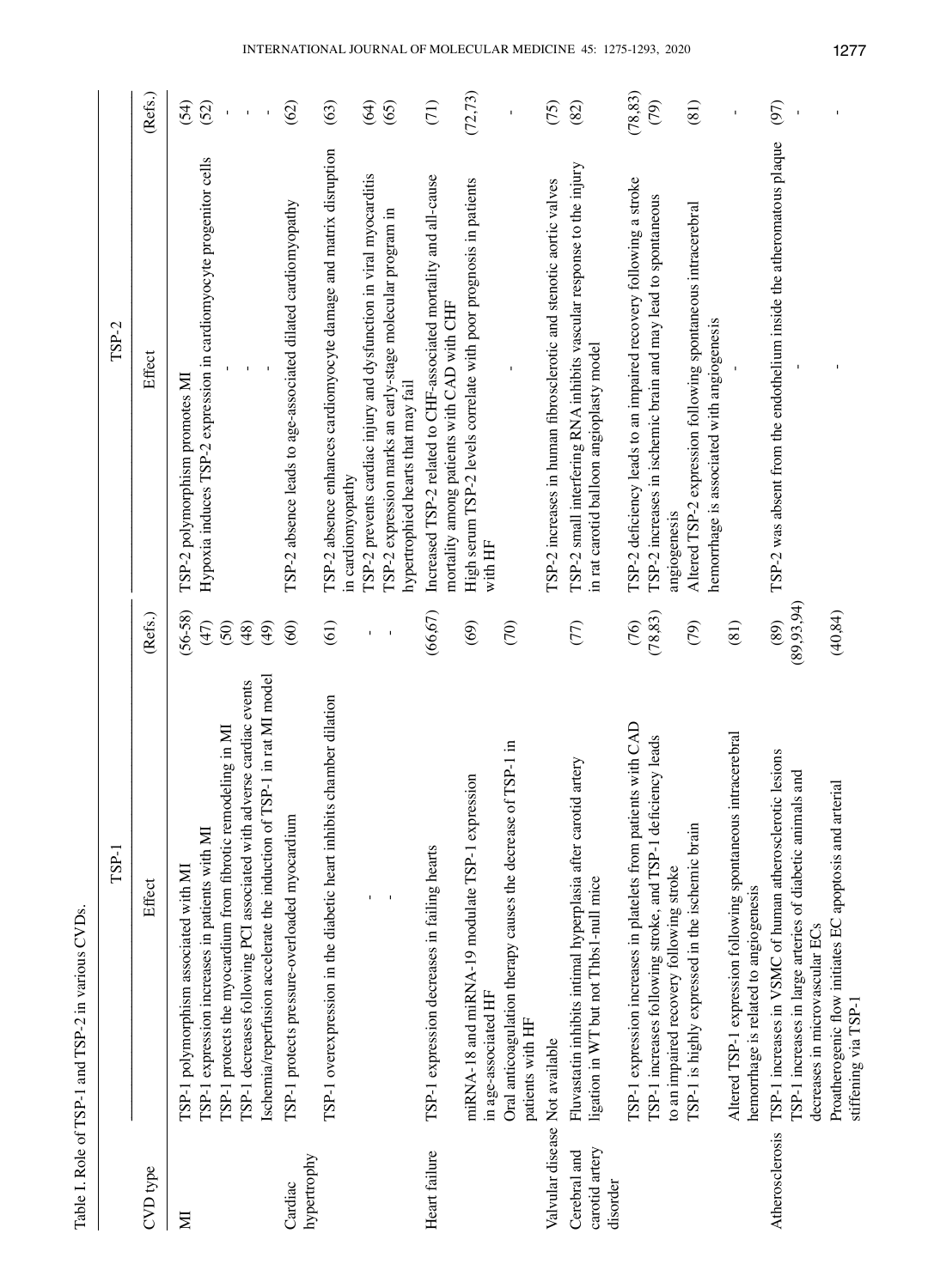Table I. Role of TSP-1 and TSP-2 in various CVDs.

| CVD type | TSP-1 | | TSP-2 | |
|---|---|---|---|---|
| | Effect | (Refs.) | Effect | (Refs.) |
| MI | TSP-1 polymorphism associated with MI | (56-58) | TSP-2 polymorphism promotes MI | (54) |
| | TSP-1 expression increases in patients with MI | (47) | Hypoxia induces TSP-2 expression in cardiomyocyte progenitor cells | (52) |
| | TSP-1 protects the myocardium from fibrotic remodeling in MI | (50) | - | - |
| | TSP-1 decreases following PCI associated with adverse cardiac events | (48) | - | - |
| | Ischemia/reperfusion accelerate the induction of TSP-1 in rat MI model | (49) | - | - |
| Cardiac hypertrophy | TSP-1 protects pressure-overloaded myocardium | (60) | TSP-2 absence leads to age-associated dilated cardiomyopathy | (62) |
| | TSP-1 overexpression in the diabetic heart inhibits chamber dilation | (61) | TSP-2 absence enhances cardiomyocyte damage and matrix disruption in cardiomyopathy | (63) |
| | - | - | TSP-2 prevents cardiac injury and dysfunction in viral myocarditis | (64) |
| | - | - | TSP-2 expression marks an early-stage molecular program in hypertrophied hearts that may fail | (65) |
| Heart failure | TSP-1 expression decreases in failing hearts | (66,67) | Increased TSP-2 related to CHF-associated mortality and all-cause mortality among patients with CAD with CHF | (71) |
| | miRNA-18 and miRNA-19 modulate TSP-1 expression in age-associated HF | (69) | High serum TSP-2 levels correlate with poor prognosis in patients with HF | (72,73) |
| | Oral anticoagulation therapy causes the decrease of TSP-1 in patients with HF | (70) | - | - |
| Valvular disease | Not available | | TSP-2 increases in human fibrosclerotic and stenotic aortic valves | (75) |
| Cerebral and carotid artery disorder | Fluvastatin inhibits intimal hyperplasia after carotid artery ligation in WT but not Thbs1-null mice | (77) | TSP-2 small interfering RNA inhibits vascular response to the injury in rat carotid balloon angioplasty model | (82) |
| | TSP-1 expression increases in platelets from patients with CAD | (76) | TSP-2 deficiency leads to an impaired recovery following a stroke | (78,83) |
| | TSP-1 increases following stroke, and TSP-1 deficiency leads to an impaired recovery following stroke | (78,83) | TSP-2 increases in ischemic brain and may lead to spontaneous angiogenesis | (79) |
| | TSP-1 is highly expressed in the ischemic brain | (79) | Altered TSP-2 expression following spontaneous intracerebral hemorrhage is associated with angiogenesis | (81) |
| | Altered TSP-1 expression following spontaneous intracerebral hemorrhage is related to angiogenesis | (81) | - | - |
| Atherosclerosis | TSP-1 increases in VSMC of human atherosclerotic lesions | (89) | TSP-2 was absent from the endothelium inside the atheromatous plaque | (97) |
| | TSP-1 increases in large arteries of diabetic animals and decreases in microvascular ECs | (89,93,94) | - | - |
| | Proatherogenic flow initiates EC apoptosis and arterial stiffening via TSP-1 | (40,84) | - | - |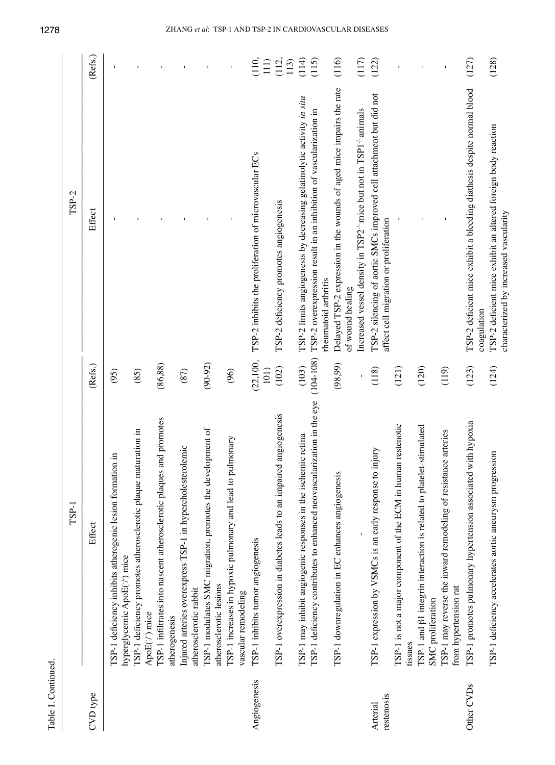Table I. Continued.

| CVD type | TSP-1 Effect | (Refs.) | TSP-2 Effect | (Refs.) |
|---|---|---|---|---|
| | TSP-1 deficiency inhibits atherogenic lesion formation in hyperglycemic ApoE(-/-) mice | (95) | - | - |
| | TSP-1 deficiency promotes atherosclerotic plaque maturation in ApoE(-/-) mice | (85) | - | - |
| | TSP-1 infiltrates into nascent atherosclerotic plaques and promotes atherogenesis | (86,88) | - | - |
| | Injured arteries overexpress TSP-1 in hypercholesterolemic atherosclerotic rabbit | (87) | - | - |
| | TSP-1 modulates SMC migration, promotes the development of atherosclerotic lesions | (90-92) | - | - |
| | TSP-1 increases in hypoxic pulmonary and lead to pulmonary vascular remodeling | (96) | - | - |
| Angiogenesis | TSP-1 inhibits tumor angiogenesis | (22,100, 101) | TSP-2 inhibits the proliferation of microvascular ECs | (110, 111) |
| | TSP-1 overexpression in diabetes leads to an impaired angiogenesis | (102) | TSP-2 deficiency promotes angiogenesis | (112, 113) |
| | TSP-1 may inhibit angiogenic responses in the ischemic retina | (103) | TSP-2 limits angiogenesis by decreasing gelatinolytic activity *in situ* | (114) |
| | TSP-1 deficiency contributes to enhanced neovascularization in the eye | (104-108) | TSP-2 overexpression result in an inhibition of vascularization in rheumatoid arthritis | (115) |
| | TSP-1 downregulation in EC enhances angiogenesis | (98,99) | Delayed TSP-2 expression in the wounds of aged mice impairs the rate of wound healing | (116) |
| | - | - | Increased vessel density in TSP2$^{-/-}$ mice but not in TSP1$^{-/-}$ animals | (117) |
| Arterial restenosis | TSP-1 expression by VSMCs is an early response to injury | (118) | TSP-2 silencing of aortic SMCs improved cell attachment but did not affect cell migration or proliferation | (122) |
| | TSP-1 is not a major component of the ECM in human restenotic tissues | (121) | - | - |
| | TSP-1 and β1 integrin interaction is related to platelet-stimulated SMC proliferation | (120) | - | - |
| | TSP-1 may reverse the inward remodeling of resistance arteries from hypertension rat | (119) | - | - |
| Other CVDs | TSP-1 promotes pulmonary hypertension associated with hypoxia | (123) | TSP-2 deficient mice exhibit a bleeding diathesis despite normal blood coagulation | (127) |
| | TSP-1 deficiency accelerates aortic aneurysm progression | (124) | TSP-2 deficient mice exhibit an altered foreign body reaction characterized by increased vascularity | (128) |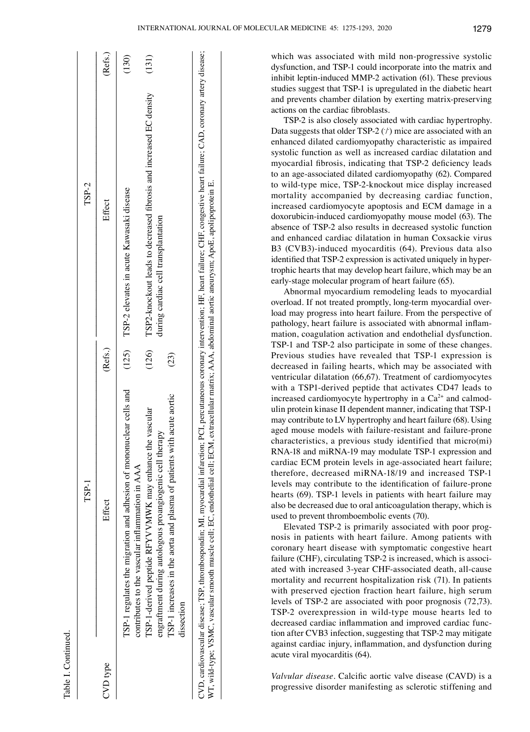Table I. Continued.

| CVD type | TSP-1 | | TSP-2 | |
|---|---|---|---|---|
| | Effect | (Refs.) | Effect | (Refs.) |
| | TSP-1 regulates the migration and adhesion of mononuclear cells and contributes to the vascular inflammation in AAA | (125) | TSP-2 elevates in acute Kawasaki disease | (130) |
| | TSP-1-derived peptide RFYVVMWK may enhance the vascular engraftment during autologous proangiogenic cell therapy | (126) | TSP2-knockout leads to decreased fibrosis and increased EC density during cardiac cell transplantation | (131) |
| | TSP-1 increases in the aorta and plasma of patients with acute aortic dissection | (23) | | |

CVD, cardiovascular disease; TSP, thrombospondin; MI, myocardial infarction; PCI, percutaneous coronary intervention; HF, heart failure; CHF, congestive heart failure; CAD, coronary artery disease; WT, wild-type; VSMC, vascular smooth muscle cell; EC, endothelial cell; ECM, extracellular matrix; AAA, abdominal aortic aneurysm; ApoE, apolipoprotein E.

which was associated with mild non-progressive systolic dysfunction, and TSP-1 could incorporate into the matrix and inhibit leptin-induced MMP-2 activation (61). These previous studies suggest that TSP-1 is upregulated in the diabetic heart and prevents chamber dilation by exerting matrix-preserving actions on the cardiac fibroblasts.

TSP-2 is also closely associated with cardiac hypertrophy. Data suggests that older TSP-2 (-/-) mice are associated with an enhanced dilated cardiomyopathy characteristic as impaired systolic function as well as increased cardiac dilatation and myocardial fibrosis, indicating that TSP-2 deficiency leads to an age-associated dilated cardiomyopathy (62). Compared to wild-type mice, TSP-2-knockout mice display increased mortality accompanied by decreasing cardiac function, increased cardiomyocyte apoptosis and ECM damage in a doxorubicin-induced cardiomyopathy mouse model (63). The absence of TSP-2 also results in decreased systolic function and enhanced cardiac dilatation in human Coxsackie virus B3 (CVB3)-induced myocarditis (64). Previous data also identified that TSP-2 expression is activated uniquely in hypertrophic hearts that may develop heart failure, which may be an early-stage molecular program of heart failure (65).

Abnormal myocardium remodeling leads to myocardial overload. If not treated promptly, long-term myocardial overload may progress into heart failure. From the perspective of pathology, heart failure is associated with abnormal inflammation, coagulation activation and endothelial dysfunction. TSP-1 and TSP-2 also participate in some of these changes. Previous studies have revealed that TSP-1 expression is decreased in failing hearts, which may be associated with ventricular dilatation (66,67). Treatment of cardiomyocytes with a TSP1-derived peptide that activates CD47 leads to increased cardiomyocyte hypertrophy in a $Ca^{2+}$ and calmodulin protein kinase II dependent manner, indicating that TSP-1 may contribute to LV hypertrophy and heart failure (68). Using aged mouse models with failure-resistant and failure-prone characteristics, a previous study identified that micro(mi)RNA-18 and miRNA-19 may modulate TSP-1 expression and cardiac ECM protein levels in age-associated heart failure; therefore, decreased miRNA-18/19 and increased TSP-1 levels may contribute to the identification of failure-prone hearts (69). TSP-1 levels in patients with heart failure may also be decreased due to oral anticoagulation therapy, which is used to prevent thromboembolic events (70).

Elevated TSP-2 is primarily associated with poor prognosis in patients with heart failure. Among patients with coronary heart disease with symptomatic congestive heart failure (CHF), circulating TSP-2 is increased, which is associated with increased 3-year CHF-associated death, all-cause mortality and recurrent hospitalization risk (71). In patients with preserved ejection fraction heart failure, high serum levels of TSP-2 are associated with poor prognosis (72,73). TSP-2 overexpression in wild-type mouse hearts led to decreased cardiac inflammation and improved cardiac function after CVB3 infection, suggesting that TSP-2 may mitigate against cardiac injury, inflammation, and dysfunction during acute viral myocarditis (64).

*Valvular disease*. Calcific aortic valve disease (CAVD) is a progressive disorder manifesting as sclerotic stiffening and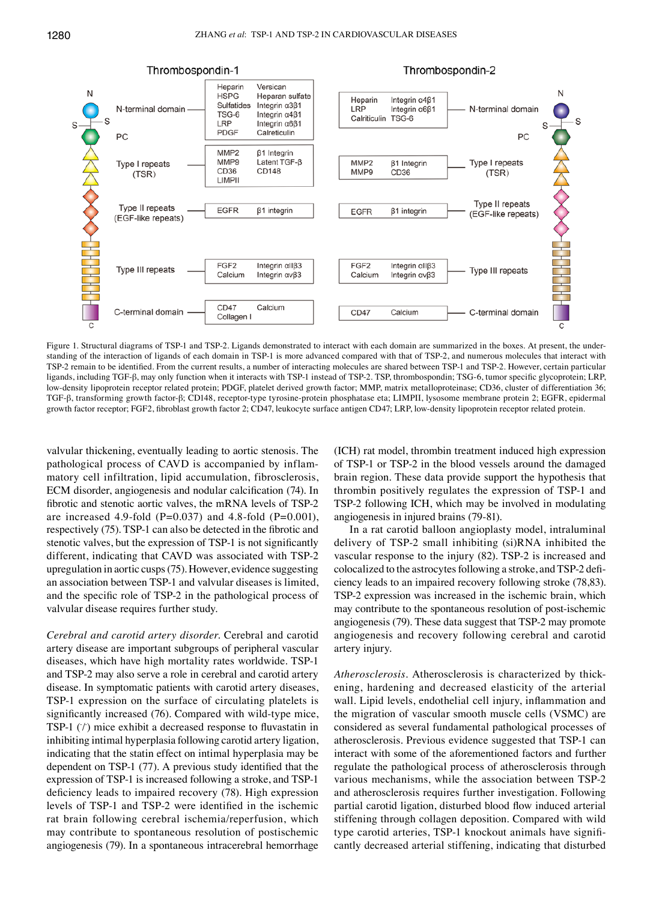Figure 1. Structural diagrams of TSP-1 and TSP-2. Ligands demonstrated to interact with each domain are summarized in the boxes. At present, the understanding of the interaction of ligands of each domain in TSP-1 is more advanced compared with that of TSP-2, and numerous molecules that interact with TSP-2 remain to be identified. From the current results, a number of interacting molecules are shared between TSP-1 and TSP-2. However, certain particular ligands, including TGF-β, may only function when it interacts with TSP-1 instead of TSP-2. TSP, thrombospondin; TSG-6, tumor specific glycoprotein; LRP, low-density lipoprotein receptor related protein; PDGF, platelet derived growth factor; MMP, matrix metalloproteinase; CD36, cluster of differentiation 36; TGF-β, transforming growth factor-β; CD148, receptor-type tyrosine-protein phosphatase eta; LIMPII, lysosome membrane protein 2; EGFR, epidermal growth factor receptor; FGF2, fibroblast growth factor 2; CD47, leukocyte surface antigen CD47; LRP, low-density lipoprotein receptor related protein.

valvular thickening, eventually leading to aortic stenosis. The pathological process of CAVD is accompanied by inflammatory cell infiltration, lipid accumulation, fibrosclerosis, ECM disorder, angiogenesis and nodular calcification (74). In fibrotic and stenotic aortic valves, the mRNA levels of TSP-2 are increased 4.9-fold (P=0.037) and 4.8-fold (P=0.001), respectively (75). TSP-1 can also be detected in the fibrotic and stenotic valves, but the expression of TSP-1 is not significantly different, indicating that CAVD was associated with TSP-2 upregulation in aortic cusps (75). However, evidence suggesting an association between TSP-1 and valvular diseases is limited, and the specific role of TSP-2 in the pathological process of valvular disease requires further study.

*Cerebral and carotid artery disorder.* Cerebral and carotid artery disease are important subgroups of peripheral vascular diseases, which have high mortality rates worldwide. TSP-1 and TSP-2 may also serve a role in cerebral and carotid artery disease. In symptomatic patients with carotid artery diseases, TSP-1 expression on the surface of circulating platelets is significantly increased (76). Compared with wild-type mice, TSP-1 (-/-) mice exhibit a decreased response to fluvastatin in inhibiting intimal hyperplasia following carotid artery ligation, indicating that the statin effect on intimal hyperplasia may be dependent on TSP-1 (77). A previous study identified that the expression of TSP-1 is increased following a stroke, and TSP-1 deficiency leads to impaired recovery (78). High expression levels of TSP-1 and TSP-2 were identified in the ischemic rat brain following cerebral ischemia/reperfusion, which may contribute to spontaneous resolution of postischemic angiogenesis (79). In a spontaneous intracerebral hemorrhage (ICH) rat model, thrombin treatment induced high expression of TSP-1 or TSP-2 in the blood vessels around the damaged brain region. These data provide support the hypothesis that thrombin positively regulates the expression of TSP-1 and TSP-2 following ICH, which may be involved in modulating angiogenesis in injured brains (79-81).

In a rat carotid balloon angioplasty model, intraluminal delivery of TSP-2 small inhibiting (si)RNA inhibited the vascular response to the injury (82). TSP-2 is increased and colocalized to the astrocytes following a stroke, and TSP-2 deficiency leads to an impaired recovery following stroke (78,83). TSP-2 expression was increased in the ischemic brain, which may contribute to the spontaneous resolution of post-ischemic angiogenesis (79). These data suggest that TSP-2 may promote angiogenesis and recovery following cerebral and carotid artery injury.

*Atherosclerosis.* Atherosclerosis is characterized by thickening, hardening and decreased elasticity of the arterial wall. Lipid levels, endothelial cell injury, inflammation and the migration of vascular smooth muscle cells (VSMC) are considered as several fundamental pathological processes of atherosclerosis. Previous evidence suggested that TSP-1 can interact with some of the aforementioned factors and further regulate the pathological process of atherosclerosis through various mechanisms, while the association between TSP-2 and atherosclerosis requires further investigation. Following partial carotid ligation, disturbed blood flow induced arterial stiffening through collagen deposition. Compared with wild type carotid arteries, TSP-1 knockout animals have significantly decreased arterial stiffening, indicating that disturbed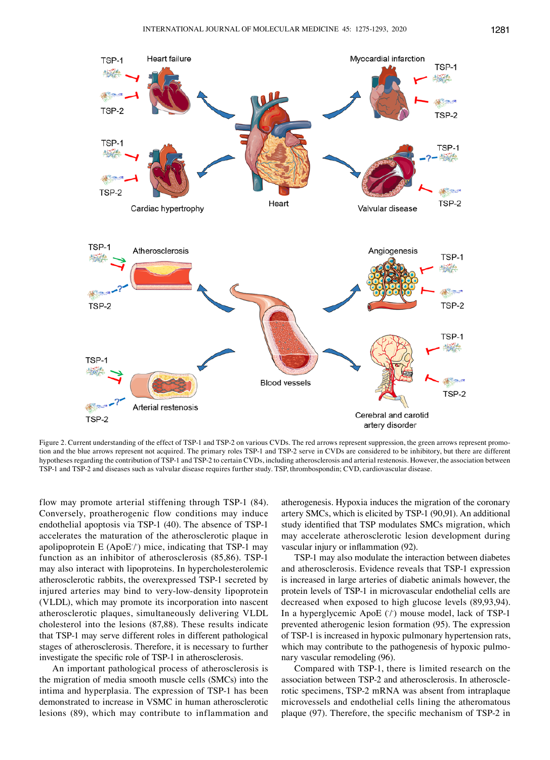Figure 2. Current understanding of the effect of TSP-1 and TSP-2 on various CVDs. The red arrows represent suppression, the green arrows represent promotion and the blue arrows represent not acquired. The primary roles TSP-1 and TSP-2 serve in CVDs are considered to be inhibitory, but there are different hypotheses regarding the contribution of TSP-1 and TSP-2 to certain CVDs, including atherosclerosis and arterial restenosis. However, the association between TSP-1 and TSP-2 and diseases such as valvular disease requires further study. TSP, thrombospondin; CVD, cardiovascular disease.

flow may promote arterial stiffening through TSP-1 (84). Conversely, proatherogenic flow conditions may induce endothelial apoptosis via TSP-1 (40). The absence of TSP-1 accelerates the maturation of the atherosclerotic plaque in apolipoprotein E (ApoE$^{-/-}$) mice, indicating that TSP-1 may function as an inhibitor of atherosclerosis (85,86). TSP-1 may also interact with lipoproteins. In hypercholesterolemic atherosclerotic rabbits, the overexpressed TSP-1 secreted by injured arteries may bind to very-low-density lipoprotein (VLDL), which may promote its incorporation into nascent atherosclerotic plaques, simultaneously delivering VLDL cholesterol into the lesions (87,88). These results indicate that TSP-1 may serve different roles in different pathological stages of atherosclerosis. Therefore, it is necessary to further investigate the specific role of TSP-1 in atherosclerosis.

An important pathological process of atherosclerosis is the migration of media smooth muscle cells (SMCs) into the intima and hyperplasia. The expression of TSP-1 has been demonstrated to increase in VSMC in human atherosclerotic lesions (89), which may contribute to inflammation and atherogenesis. Hypoxia induces the migration of the coronary artery SMCs, which is elicited by TSP-1 (90,91). An additional study identified that TSP modulates SMCs migration, which may accelerate atherosclerotic lesion development during vascular injury or inflammation (92).

TSP-1 may also modulate the interaction between diabetes and atherosclerosis. Evidence reveals that TSP-1 expression is increased in large arteries of diabetic animals however, the protein levels of TSP-1 in microvascular endothelial cells are decreased when exposed to high glucose levels (89,93,94). In a hyperglycemic ApoE ($^{-/-}$) mouse model, lack of TSP-1 prevented atherogenic lesion formation (95). The expression of TSP-1 is increased in hypoxic pulmonary hypertension rats, which may contribute to the pathogenesis of hypoxic pulmonary vascular remodeling (96).

Compared with TSP-1, there is limited research on the association between TSP-2 and atherosclerosis. In atherosclerotic specimens, TSP-2 mRNA was absent from intraplaque microvessels and endothelial cells lining the atheromatous plaque (97). Therefore, the specific mechanism of TSP-2 in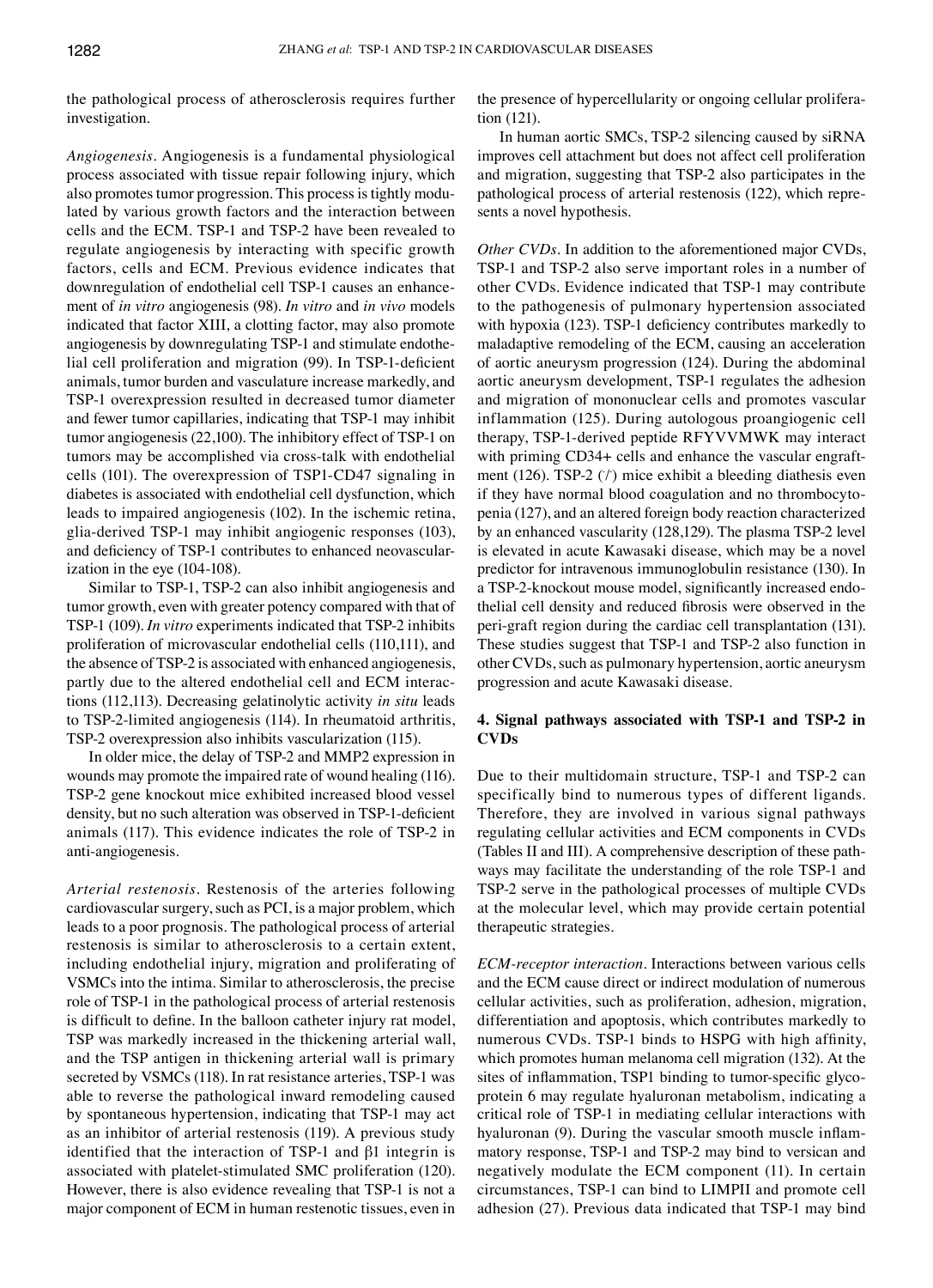the pathological process of atherosclerosis requires further investigation.

*Angiogenesis*. Angiogenesis is a fundamental physiological process associated with tissue repair following injury, which also promotes tumor progression. This process is tightly modulated by various growth factors and the interaction between cells and the ECM. TSP-1 and TSP-2 have been revealed to regulate angiogenesis by interacting with specific growth factors, cells and ECM. Previous evidence indicates that downregulation of endothelial cell TSP-1 causes an enhancement of *in vitro* angiogenesis (98). *In vitro* and *in vivo* models indicated that factor XIII, a clotting factor, may also promote angiogenesis by downregulating TSP-1 and stimulate endothelial cell proliferation and migration (99). In TSP-1-deficient animals, tumor burden and vasculature increase markedly, and TSP-1 overexpression resulted in decreased tumor diameter and fewer tumor capillaries, indicating that TSP-1 may inhibit tumor angiogenesis (22,100). The inhibitory effect of TSP-1 on tumors may be accomplished via cross-talk with endothelial cells (101). The overexpression of TSP1-CD47 signaling in diabetes is associated with endothelial cell dysfunction, which leads to impaired angiogenesis (102). In the ischemic retina, glia-derived TSP-1 may inhibit angiogenic responses (103), and deficiency of TSP-1 contributes to enhanced neovascularization in the eye (104-108).

Similar to TSP-1, TSP-2 can also inhibit angiogenesis and tumor growth, even with greater potency compared with that of TSP-1 (109). *In vitro* experiments indicated that TSP-2 inhibits proliferation of microvascular endothelial cells (110,111), and the absence of TSP-2 is associated with enhanced angiogenesis, partly due to the altered endothelial cell and ECM interactions (112,113). Decreasing gelatinolytic activity *in situ* leads to TSP-2-limited angiogenesis (114). In rheumatoid arthritis, TSP-2 overexpression also inhibits vascularization (115).

In older mice, the delay of TSP-2 and MMP2 expression in wounds may promote the impaired rate of wound healing (116). TSP-2 gene knockout mice exhibited increased blood vessel density, but no such alteration was observed in TSP-1-deficient animals (117). This evidence indicates the role of TSP-2 in anti-angiogenesis.

*Arterial restenosis*. Restenosis of the arteries following cardiovascular surgery, such as PCI, is a major problem, which leads to a poor prognosis. The pathological process of arterial restenosis is similar to atherosclerosis to a certain extent, including endothelial injury, migration and proliferating of VSMCs into the intima. Similar to atherosclerosis, the precise role of TSP-1 in the pathological process of arterial restenosis is difficult to define. In the balloon catheter injury rat model, TSP was markedly increased in the thickening arterial wall, and the TSP antigen in thickening arterial wall is primary secreted by VSMCs (118). In rat resistance arteries, TSP-1 was able to reverse the pathological inward remodeling caused by spontaneous hypertension, indicating that TSP-1 may act as an inhibitor of arterial restenosis (119). A previous study identified that the interaction of TSP-1 and β1 integrin is associated with platelet-stimulated SMC proliferation (120). However, there is also evidence revealing that TSP-1 is not a major component of ECM in human restenotic tissues, even in the presence of hypercellularity or ongoing cellular proliferation (121).

In human aortic SMCs, TSP-2 silencing caused by siRNA improves cell attachment but does not affect cell proliferation and migration, suggesting that TSP-2 also participates in the pathological process of arterial restenosis (122), which represents a novel hypothesis.

*Other CVDs*. In addition to the aforementioned major CVDs, TSP-1 and TSP-2 also serve important roles in a number of other CVDs. Evidence indicated that TSP-1 may contribute to the pathogenesis of pulmonary hypertension associated with hypoxia (123). TSP-1 deficiency contributes markedly to maladaptive remodeling of the ECM, causing an acceleration of aortic aneurysm progression (124). During the abdominal aortic aneurysm development, TSP-1 regulates the adhesion and migration of mononuclear cells and promotes vascular inflammation (125). During autologous proangiogenic cell therapy, TSP-1-derived peptide RFYVVMWK may interact with priming CD34+ cells and enhance the vascular engraftment (126). TSP-2 (-/-) mice exhibit a bleeding diathesis even if they have normal blood coagulation and no thrombocytopenia (127), and an altered foreign body reaction characterized by an enhanced vascularity (128,129). The plasma TSP-2 level is elevated in acute Kawasaki disease, which may be a novel predictor for intravenous immunoglobulin resistance (130). In a TSP-2-knockout mouse model, significantly increased endothelial cell density and reduced fibrosis were observed in the peri-graft region during the cardiac cell transplantation (131). These studies suggest that TSP-1 and TSP-2 also function in other CVDs, such as pulmonary hypertension, aortic aneurysm progression and acute Kawasaki disease.

## 4. Signal pathways associated with TSP-1 and TSP-2 in CVDs

Due to their multidomain structure, TSP-1 and TSP-2 can specifically bind to numerous types of different ligands. Therefore, they are involved in various signal pathways regulating cellular activities and ECM components in CVDs (Tables II and III). A comprehensive description of these pathways may facilitate the understanding of the role TSP-1 and TSP-2 serve in the pathological processes of multiple CVDs at the molecular level, which may provide certain potential therapeutic strategies.

*ECM-receptor interaction*. Interactions between various cells and the ECM cause direct or indirect modulation of numerous cellular activities, such as proliferation, adhesion, migration, differentiation and apoptosis, which contributes markedly to numerous CVDs. TSP-1 binds to HSPG with high affinity, which promotes human melanoma cell migration (132). At the sites of inflammation, TSP1 binding to tumor-specific glycoprotein 6 may regulate hyaluronan metabolism, indicating a critical role of TSP-1 in mediating cellular interactions with hyaluronan (9). During the vascular smooth muscle inflammatory response, TSP-1 and TSP-2 may bind to versican and negatively modulate the ECM component (11). In certain circumstances, TSP-1 can bind to LIMPII and promote cell adhesion (27). Previous data indicated that TSP-1 may bind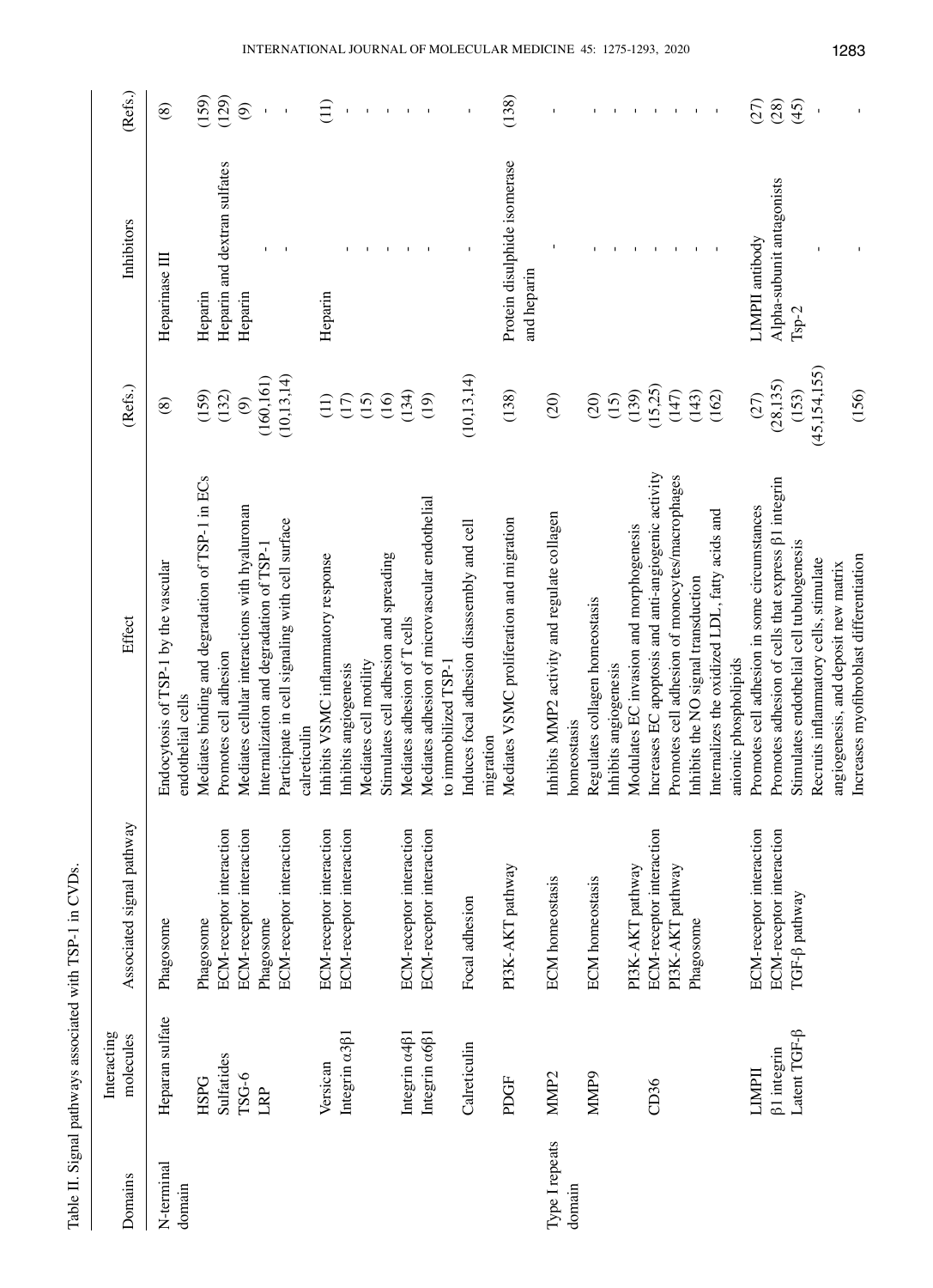Table II. Signal pathways associated with TSP-1 in CVDs.

| Domains | Interacting molecules | Associated signal pathway | Effect | (Refs.) | Inhibitors | (Refs.) |
|---|---|---|---|---|---|---|
| N-terminal domain | Heparan sulfate | Phagosome | Endocytosis of TSP-1 by the vascular endothelial cells | (8) | Heparinase III | (8) |
| | HSPG | Phagosome | Mediates binding and degradation of TSP-1 in ECs | (159) | Heparin | (159) |
| | Sulfatides | ECM-receptor interaction | Promotes cell adhesion | (132) | Heparin and dextran sulfates | (129) |
| | TSG-6 | ECM-receptor interaction | Mediates cellular interactions with hyaluronan | (9) | Heparin | (9) |
| | LRP | Phagosome | Internalization and degradation of TSP-1 | (160,161) | - | - |
| | | ECM-receptor interaction | Participate in cell signaling with cell surface calreticulin | (10,13,14) | - | - |
| | Versican | ECM-receptor interaction | Inhibits VSMC inflammatory response | (11) | Heparin | (11) |
| | Integrin α3β1 | ECM-receptor interaction | Inhibits angiogenesis | (17) | - | - |
| | | | Mediates cell motility | (15) | - | - |
| | | | Stimulates cell adhesion and spreading | (16) | - | - |
| | Integrin α4β1 | ECM-receptor interaction | Mediates adhesion of T cells | (134) | - | - |
| | Integrin α6β1 | ECM-receptor interaction | Mediates adhesion of microvascular endothelial to immobilized TSP-1 | (19) | - | - |
| | Calreticulin | Focal adhesion | Induces focal adhesion disassembly and cell migration | (10,13,14) | - | - |
| | PDGF | PI3K-AKT pathway | Mediates VSMC proliferation and migration | (138) | Protein disulphide isomerase and heparin | (138) |
| Type I repeats domain | MMP2 | ECM homeostasis | Inhibits MMP2 activity and regulate collagen homeostasis | (20) | - | - |
| | MMP9 | ECM homeostasis | Regulates collagen homeostasis | (20) | - | - |
| | | | Inhibits angiogenesis | (15) | - | - |
| | | PI3K-AKT pathway | Modulates EC invasion and morphogenesis | (139) | - | - |
| | CD36 | ECM-receptor interaction | Increases EC apoptosis and anti-angiogenic activity | (15,25) | - | - |
| | | PI3K-AKT pathway | Promotes cell adhesion of monocytes/macrophages | (147) | - | - |
| | | Phagosome | Inhibits the NO signal transduction | (143) | - | - |
| | | | Internalizes the oxidized LDL, fatty acids and anionic phospholipids | (162) | - | - |
| | LIMPII | ECM-receptor interaction | Promotes cell adhesion in some circumstances | (27) | LIMPII antibody | (27) |
| | β1 integrin | ECM-receptor interaction | Promotes adhesion of cells that express β1 integrin | (28,135) | Alpha-subunit antagonists | (28) |
| | Latent TGF-β | TGF-β pathway | Stimulates endothelial cell tubulogenesis | (153) | Tsp-2 | (45) |
| | | | Recruits inflammatory cells, stimulate angiogenesis, and deposit new matrix | (45,154,155) | - | - |
| | | | Increases myofibroblast differentiation | (156) | - | - |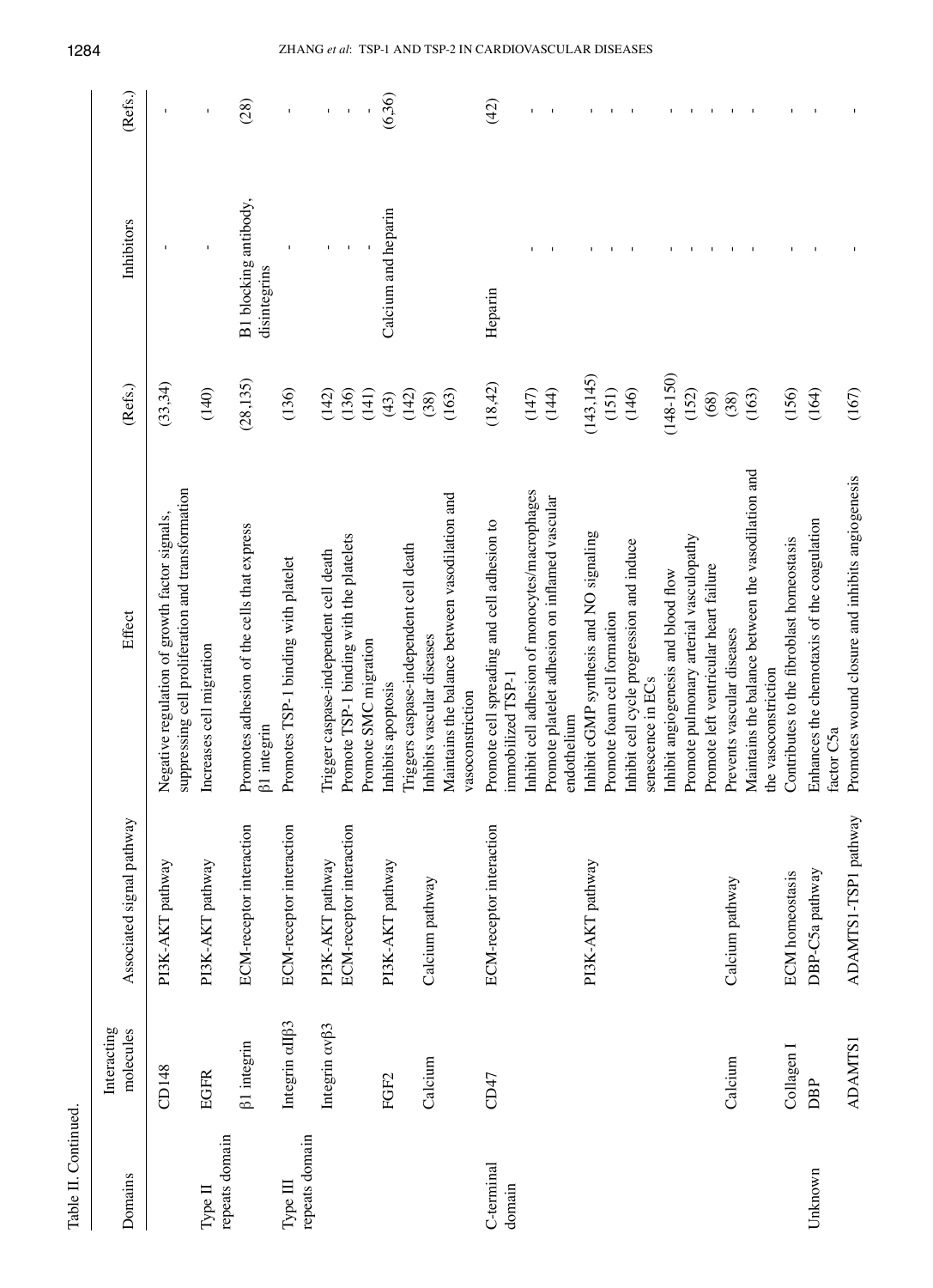Table II. Continued.

| Domains | Interacting molecules | Associated signal pathway | Effect | (Refs.) | Inhibitors | (Refs.) |
|---|---|---|---|---|---|---|
| | CD148 | PI3K-AKT pathway | Negative regulation of growth factor signals, suppressing cell proliferation and transformation | (33,34) | - | - |
| Type II repeats domain | EGFR | PI3K-AKT pathway | Increases cell migration | (140) | - | - |
| | β1 integrin | ECM-receptor interaction | Promotes adhesion of the cells that express β1 integrin | (28,135) | B1 blocking antibody, disintegrins | (28) |
| Type III repeats domain | Integrin αIIβ3 | ECM-receptor interaction | Promotes TSP-1 binding with platelet | (136) | - | - |
| | Integrin αvβ3 | PI3K-AKT pathway | Trigger caspase-independent cell death | (142) | - | - |
| | | ECM-receptor interaction | Promote TSP-1 binding with the platelets | (136) | - | - |
| | | | Promote SMC migration | (141) | - | - |
| | FGF2 | PI3K-AKT pathway | Inhibits apoptosis | (43) | Calcium and heparin | (6,36) |
| | | | Triggers caspase-independent cell death | (142) | | |
| | Calcium | Calcium pathway | Inhibits vascular diseases | (38) | | |
| | | | Maintains the balance between vasodilation and vasoconstriction | (163) | | |
| C-terminal domain | CD47 | ECM-receptor interaction | Promote cell spreading and cell adhesion to immobilized TSP-1 | (18,42) | Heparin | (42) |
| | | | Inhibit cell adhesion of monocytes/macrophages | (147) | - | - |
| | | | Promote platelet adhesion on inflamed vascular endothelium | (144) | - | - |
| | | PI3K-AKT pathway | Inhibit cGMP synthesis and NO signaling | (143,145) | - | - |
| | | | Promote foam cell formation | (151) | - | - |
| | | | Inhibit cell cycle progression and induce senescence in ECs | (146) | - | - |
| | | | Inhibit angiogenesis and blood flow | (148-150) | - | - |
| | | | Promote pulmonary arterial vasculopathy | (152) | - | - |
| | | | Promote left ventricular heart failure | (68) | - | - |
| | Calcium | Calcium pathway | Prevents vascular diseases | (38) | - | - |
| | | | Maintains the balance between the vasodilation and the vasoconstriction | (163) | - | - |
| | Collagen I | ECM homeostasis | Contributes to the fibroblast homeostasis | (156) | - | - |
| Unknown | DBP | DBP-C5a pathway | Enhances the chemotaxis of the coagulation factor C5a | (164) | - | - |
| | ADAMTS1 | ADAMTS1-TSP1 pathway | Promotes wound closure and inhibits angiogenesis | (167) | - | - |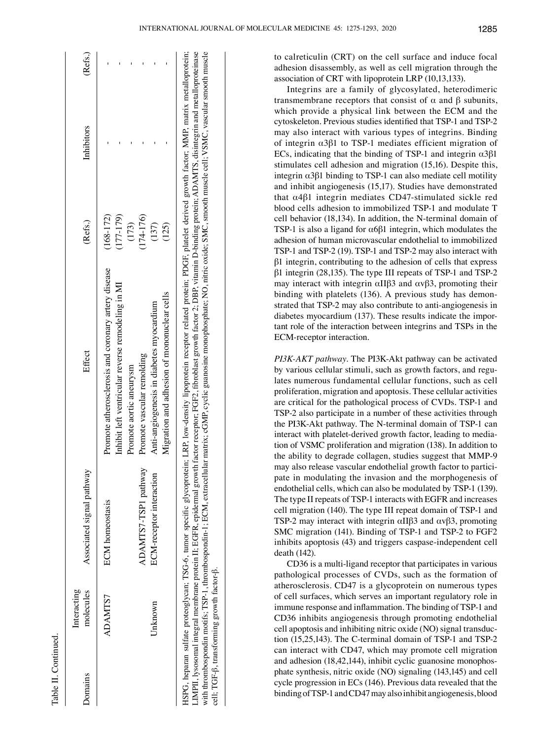Table II. Continued.

| Domains | Interacting molecules | Associated signal pathway | Effect | (Refs.) | Inhibitors | (Refs.) |
|---|---|---|---|---|---|---|
| | ADAMTS7 | ECM homeostasis | Promote atherosclerosis and coronary artery disease | (168-172) | - | - |
| | | | Inhibit left ventricular reverse remodeling in MI | (177-179) | - | - |
| | | | Promote aortic aneurysm | (173) | - | - |
| | | ADAMTS7-TSP1 pathway | Promote vascular remolding | (174-176) | - | - |
| | Unknown | ECM-receptor interaction | Anti-angiogenesis in diabetes myocardium | (137) | - | - |
| | | | Migration and adhesion of mononuclear cells | (125) | - | - |

HSPG, heparan sulfate proteoglycan; TSG-6, tumor specific glycoprotein; LRP, low-density lipoprotein receptor related protein; PDGF, platelet derived growth factor; MMP, matrix metalloprotein; LIMPII, lysosomal integral membrane protein II; EGFR, epidermal growth factor receptor; FGF2, fibroblast growth factor 2; DBP, vitamin D-binding protein; ADAMTS, disintegrin and metalloproteinase with thrombospondin motifs; TSP-1, thrombospondin-1; ECM, extracellular matrix; cGMP, cyclic guanosine monophosphate; NO, nitric oxide; SMC, smooth muscle cell; VSMC, vascular smooth muscle cell; TGF-β, transforming growth factor-β.

to calreticulin (CRT) on the cell surface and induce focal adhesion disassembly, as well as cell migration through the association of CRT with lipoprotein LRP (10,13,133).

Integrins are a family of glycosylated, heterodimeric transmembrane receptors that consist of α and β subunits, which provide a physical link between the ECM and the cytoskeleton. Previous studies identified that TSP-1 and TSP-2 may also interact with various types of integrins. Binding of integrin α3β1 to TSP-1 mediates efficient migration of ECs, indicating that the binding of TSP-1 and integrin α3β1 stimulates cell adhesion and migration (15,16). Despite this, integrin α3β1 binding to TSP-1 can also mediate cell motility and inhibit angiogenesis (15,17). Studies have demonstrated that α4β1 integrin mediates CD47-stimulated sickle red blood cells adhesion to immobilized TSP-1 and modulate T cell behavior (18,134). In addition, the N-terminal domain of TSP-1 is also a ligand for α6β1 integrin, which modulates the adhesion of human microvascular endothelial to immobilized TSP-1 and TSP-2 (19). TSP-1 and TSP-2 may also interact with β1 integrin, contributing to the adhesion of cells that express β1 integrin (28,135). The type III repeats of TSP-1 and TSP-2 may interact with integrin αIIβ3 and αvβ3, promoting their binding with platelets (136). A previous study has demonstrated that TSP-2 may also contribute to anti-angiogenesis in diabetes myocardium (137). These results indicate the important role of the interaction between integrins and TSPs in the ECM-receptor interaction.

*PI3K-AKT pathway*. The PI3K-Akt pathway can be activated by various cellular stimuli, such as growth factors, and regulates numerous fundamental cellular functions, such as cell proliferation, migration and apoptosis. These cellular activities are critical for the pathological process of CVDs. TSP-1 and TSP-2 also participate in a number of these activities through the PI3K-Akt pathway. The N-terminal domain of TSP-1 can interact with platelet-derived growth factor, leading to mediation of VSMC proliferation and migration (138). In addition to the ability to degrade collagen, studies suggest that MMP-9 may also release vascular endothelial growth factor to participate in modulating the invasion and the morphogenesis of endothelial cells, which can also be modulated by TSP-1 (139). The type II repeats of TSP-1 interacts with EGFR and increases cell migration (140). The type III repeat domain of TSP-1 and TSP-2 may interact with integrin αIIβ3 and αvβ3, promoting SMC migration (141). Binding of TSP-1 and TSP-2 to FGF2 inhibits apoptosis (43) and triggers caspase-independent cell death (142).

CD36 is a multi-ligand receptor that participates in various pathological processes of CVDs, such as the formation of atherosclerosis. CD47 is a glycoprotein on numerous types of cell surfaces, which serves an important regulatory role in immune response and inflammation. The binding of TSP-1 and CD36 inhibits angiogenesis through promoting endothelial cell apoptosis and inhibiting nitric oxide (NO) signal transduction (15,25,143). The C-terminal domain of TSP-1 and TSP-2 can interact with CD47, which may promote cell migration and adhesion (18,42,144), inhibit cyclic guanosine monophosphate synthesis, nitric oxide (NO) signaling (143,145) and cell cycle progression in ECs (146). Previous data revealed that the binding of TSP-1 and CD47 may also inhibit angiogenesis, blood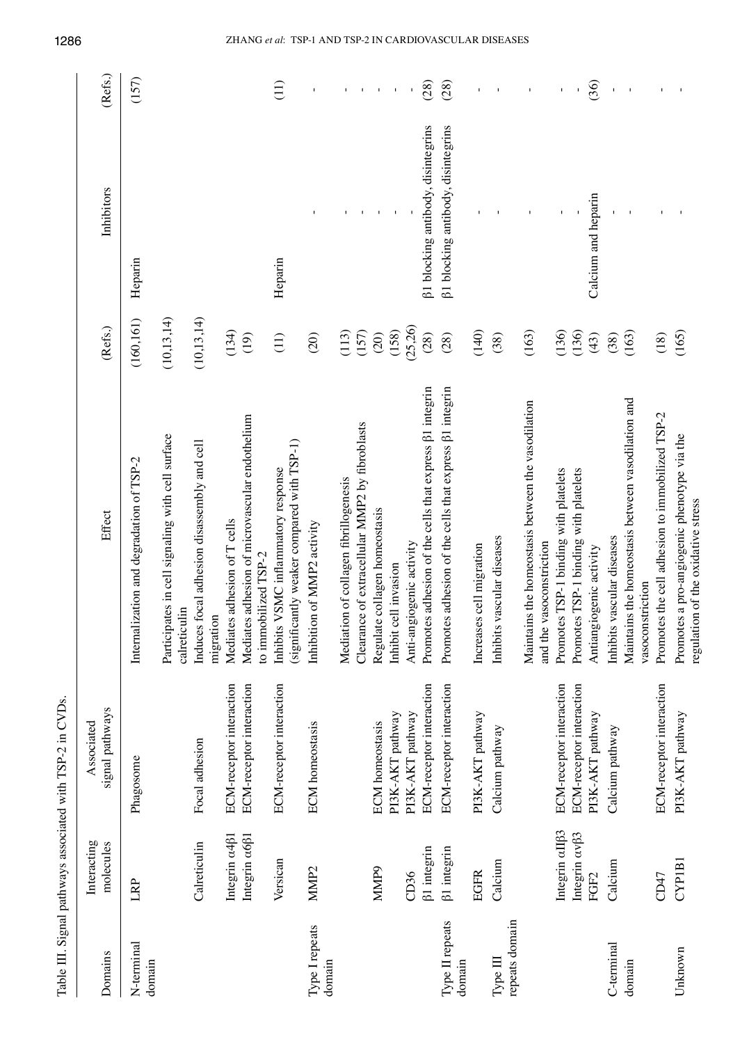Table III. Signal pathways associated with TSP-2 in CVDs.

| Domains | Interacting molecules | Associated signal pathways | Effect | (Refs.) | Inhibitors | (Refs.) |
|---|---|---|---|---|---|---|
| N-terminal domain | LRP | Phagosome | Internalization and degradation of TSP-2 | (160,161) | Heparin | (157) |
| | | | Participates in cell signaling with cell surface calreticulin | (10,13,14) | | |
| | Calreticulin | Focal adhesion | Induces focal adhesion disassembly and cell migration | (10,13,14) | | |
| | Integrin α4β1 | ECM-receptor interaction | Mediates adhesion of T cells | (134) | | |
| | Integrin α6β1 | ECM-receptor interaction | Mediates adhesion of microvascular endothelium to immobilized TSP-2 | (19) | | |
| | Versican | ECM-receptor interaction | Inhibits VSMC inflammatory response (significantly weaker compared with TSP-1) | (11) | Heparin | (11) |
| Type I repeats domain | MMP2 | ECM homeostasis | Inhibition of MMP2 activity | (20) | - | - |
| | | | Mediation of collagen fibrillogenesis | (113) | - | - |
| | | | Clearance of extracellular MMP2 by fibroblasts | (157) | - | - |
| | MMP9 | ECM homeostasis | Regulate collagen homeostasis | (20) | - | - |
| | | PI3K-AKT pathway | Inhibit cell invasion | (158) | - | - |
| | CD36 | PI3K-AKT pathway | Anti-angiogenic activity | (25,26) | - | - |
| | β1 integrin | ECM-receptor interaction | Promotes adhesion of the cells that express β1 integrin | (28) | β1 blocking antibody, disintegrins | (28) |
| Type II repeats domain | β1 integrin | ECM-receptor interaction | Promotes adhesion of the cells that express β1 integrin | (28) | β1 blocking antibody, disintegrins | (28) |
| | EGFR | PI3K-AKT pathway | Increases cell migration | (140) | - | - |
| Type III repeats domain | Calcium | Calcium pathway | Inhibits vascular diseases | (38) | - | - |
| | | | Maintains the homeostasis between the vasodilation and the vasoconstriction | (163) | - | - |
| | Integrin αIIβ3 | ECM-receptor interaction | Promotes TSP-1 binding with platelets | (136) | - | - |
| | Integrin αvβ3 | ECM-receptor interaction | Promotes TSP-1 binding with platelets | (136) | - | - |
| | FGF2 | PI3K-AKT pathway | Antiangiogenic activity | (43) | Calcium and heparin | (36) |
| C-terminal domain | Calcium | Calcium pathway | Inhibits vascular diseases | (38) | - | - |
| | | | Maintains the homeostasis between vasodilation and vasoconstriction | (163) | - | - |
| | CD47 | ECM-receptor interaction | Promotes the cell adhesion to immobilized TSP-2 | (18) | - | - |
| Unknown | CYP1B1 | PI3K-AKT pathway | Promotes a pro-angiogenic phenotype via the regulation of the oxidative stress | (165) | - | - |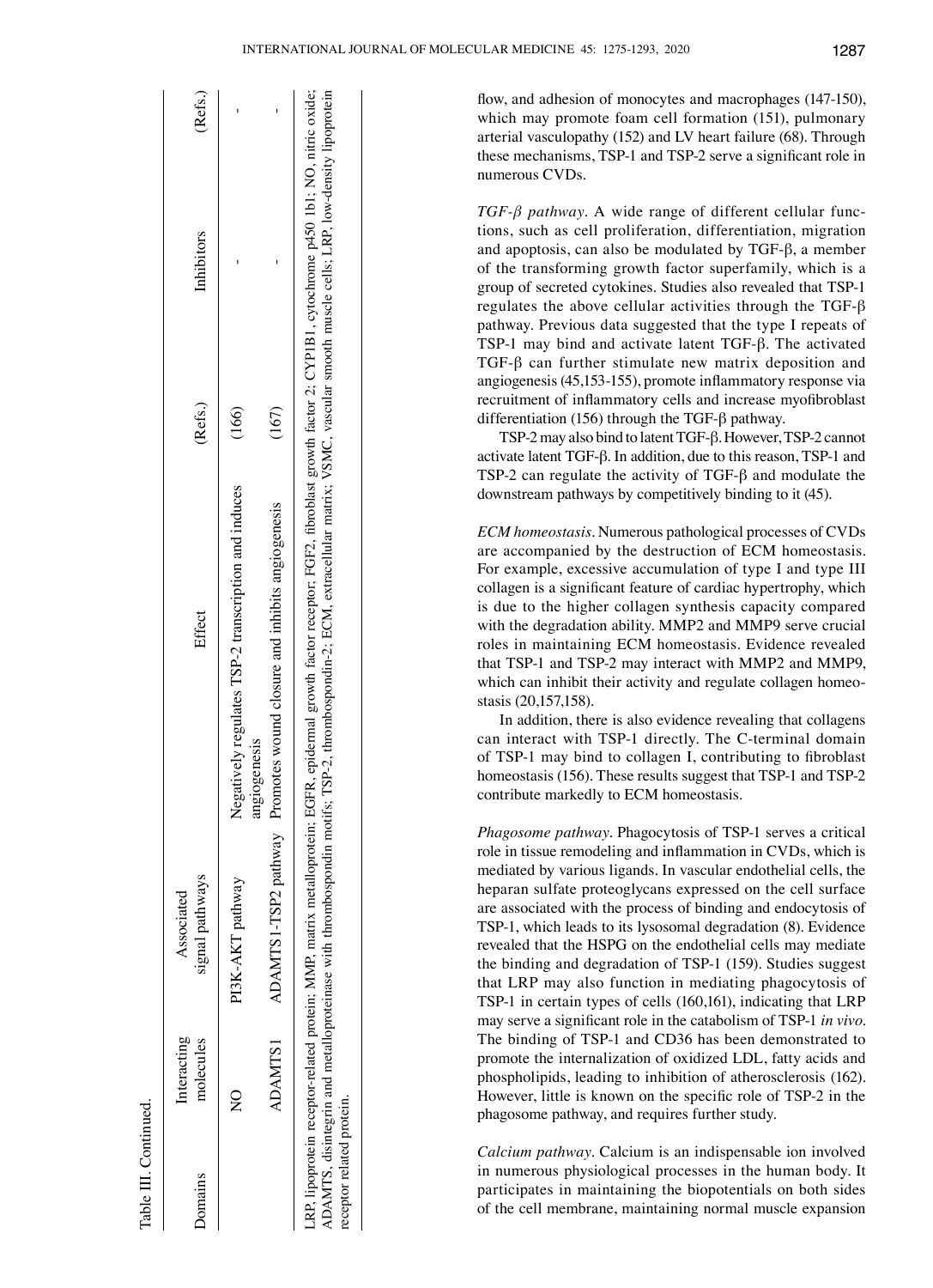Table III. Continued.

| Domains | Interacting molecules | Associated signal pathways | Effect | (Refs.) | Inhibitors | (Refs.) |
|---|---|---|---|---|---|---|
| | NO | PI3K-AKT pathway | Negatively regulates TSP-2 transcription and induces angiogenesis | (166) | - | - |
| | ADAMTS1 | ADAMTS1-TSP2 pathway | Promotes wound closure and inhibits angiogenesis | (167) | - | - |

LRP, lipoprotein receptor-related protein; MMP, matrix metalloprotein; EGFR, epidermal growth factor receptor; FGF2, fibroblast growth factor 2; CYP1B1, cytochrome p450 1b1; NO, nitric oxide; ADAMTS, disintegrin and metalloproteinase with thrombospondin motifs; TSP-2, thrombospondin-2; ECM, extracellular matrix; VSMC, vascular smooth muscle cells; LRP, low-density lipoprotein receptor related protein.

flow, and adhesion of monocytes and macrophages (147-150), which may promote foam cell formation (151), pulmonary arterial vasculopathy (152) and LV heart failure (68). Through these mechanisms, TSP-1 and TSP-2 serve a significant role in numerous CVDs.

*TGF-β pathway*. A wide range of different cellular functions, such as cell proliferation, differentiation, migration and apoptosis, can also be modulated by TGF-β, a member of the transforming growth factor superfamily, which is a group of secreted cytokines. Studies also revealed that TSP-1 regulates the above cellular activities through the TGF-β pathway. Previous data suggested that the type I repeats of TSP-1 may bind and activate latent TGF-β. The activated TGF-β can further stimulate new matrix deposition and angiogenesis (45,153-155), promote inflammatory response via recruitment of inflammatory cells and increase myofibroblast differentiation (156) through the TGF-β pathway.

TSP-2 may also bind to latent TGF-β. However, TSP-2 cannot activate latent TGF-β. In addition, due to this reason, TSP-1 and TSP-2 can regulate the activity of TGF-β and modulate the downstream pathways by competitively binding to it (45).

*ECM homeostasis*. Numerous pathological processes of CVDs are accompanied by the destruction of ECM homeostasis. For example, excessive accumulation of type I and type III collagen is a significant feature of cardiac hypertrophy, which is due to the higher collagen synthesis capacity compared with the degradation ability. MMP2 and MMP9 serve crucial roles in maintaining ECM homeostasis. Evidence revealed that TSP-1 and TSP-2 may interact with MMP2 and MMP9, which can inhibit their activity and regulate collagen homeostasis (20,157,158).

In addition, there is also evidence revealing that collagens can interact with TSP-1 directly. The C-terminal domain of TSP-1 may bind to collagen I, contributing to fibroblast homeostasis (156). These results suggest that TSP-1 and TSP-2 contribute markedly to ECM homeostasis.

*Phagosome pathway*. Phagocytosis of TSP-1 serves a critical role in tissue remodeling and inflammation in CVDs, which is mediated by various ligands. In vascular endothelial cells, the heparan sulfate proteoglycans expressed on the cell surface are associated with the process of binding and endocytosis of TSP-1, which leads to its lysosomal degradation (8). Evidence revealed that the HSPG on the endothelial cells may mediate the binding and degradation of TSP-1 (159). Studies suggest that LRP may also function in mediating phagocytosis of TSP-1 in certain types of cells (160,161), indicating that LRP may serve a significant role in the catabolism of TSP-1 *in vivo*. The binding of TSP-1 and CD36 has been demonstrated to promote the internalization of oxidized LDL, fatty acids and phospholipids, leading to inhibition of atherosclerosis (162). However, little is known on the specific role of TSP-2 in the phagosome pathway, and requires further study.

*Calcium pathway*. Calcium is an indispensable ion involved in numerous physiological processes in the human body. It participates in maintaining the biopotentials on both sides of the cell membrane, maintaining normal muscle expansion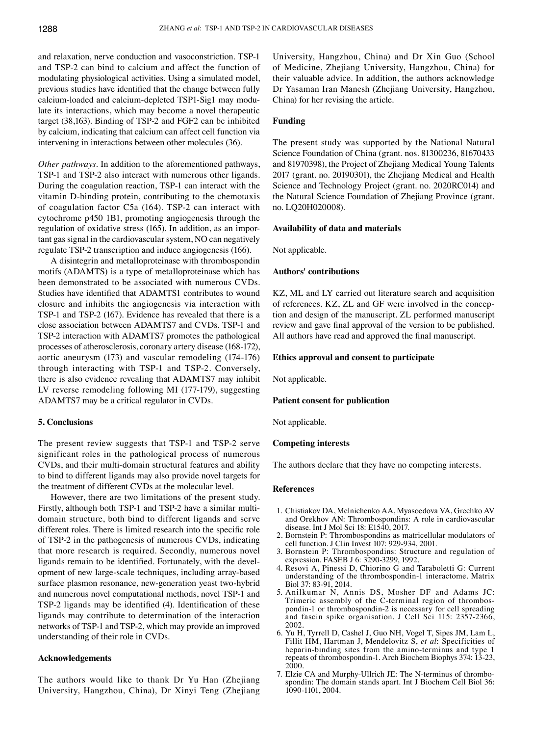and relaxation, nerve conduction and vasoconstriction. TSP-1 and TSP-2 can bind to calcium and affect the function of modulating physiological activities. Using a simulated model, previous studies have identified that the change between fully calcium-loaded and calcium-depleted TSP1-Sig1 may modulate its interactions, which may become a novel therapeutic target (38,163). Binding of TSP-2 and FGF2 can be inhibited by calcium, indicating that calcium can affect cell function via intervening in interactions between other molecules (36).

*Other pathways.* In addition to the aforementioned pathways, TSP-1 and TSP-2 also interact with numerous other ligands. During the coagulation reaction, TSP-1 can interact with the vitamin D-binding protein, contributing to the chemotaxis of coagulation factor C5a (164). TSP-2 can interact with cytochrome p450 1B1, promoting angiogenesis through the regulation of oxidative stress (165). In addition, as an important gas signal in the cardiovascular system, NO can negatively regulate TSP-2 transcription and induce angiogenesis (166).

A disintegrin and metalloproteinase with thrombospondin motifs (ADAMTS) is a type of metalloproteinase which has been demonstrated to be associated with numerous CVDs. Studies have identified that ADAMTS1 contributes to wound closure and inhibits the angiogenesis via interaction with TSP-1 and TSP-2 (167). Evidence has revealed that there is a close association between ADAMTS7 and CVDs. TSP-1 and TSP-2 interaction with ADAMTS7 promotes the pathological processes of atherosclerosis, coronary artery disease (168-172), aortic aneurysm (173) and vascular remodeling (174-176) through interacting with TSP-1 and TSP-2. Conversely, there is also evidence revealing that ADAMTS7 may inhibit LV reverse remodeling following MI (177-179), suggesting ADAMTS7 may be a critical regulator in CVDs.

## 5. Conclusions

The present review suggests that TSP-1 and TSP-2 serve significant roles in the pathological process of numerous CVDs, and their multi-domain structural features and ability to bind to different ligands may also provide novel targets for the treatment of different CVDs at the molecular level.

However, there are two limitations of the present study. Firstly, although both TSP-1 and TSP-2 have a similar multi-domain structure, both bind to different ligands and serve different roles. There is limited research into the specific role of TSP-2 in the pathogenesis of numerous CVDs, indicating that more research is required. Secondly, numerous novel ligands remain to be identified. Fortunately, with the development of new large-scale techniques, including array-based surface plasmon resonance, new-generation yeast two-hybrid and numerous novel computational methods, novel TSP-1 and TSP-2 ligands may be identified (4). Identification of these ligands may contribute to determination of the interaction networks of TSP-1 and TSP-2, which may provide an improved understanding of their role in CVDs.

## Acknowledgements

The authors would like to thank Dr Yu Han (Zhejiang University, Hangzhou, China), Dr Xinyi Teng (Zhejiang University, Hangzhou, China) and Dr Xin Guo (School of Medicine, Zhejiang University, Hangzhou, China) for their valuable advice. In addition, the authors acknowledge Dr Yasaman Iran Manesh (Zhejiang University, Hangzhou, China) for her revising the article.

## Funding

The present study was supported by the National Natural Science Foundation of China (grant. nos. 81300236, 81670433 and 81970398), the Project of Zhejiang Medical Young Talents 2017 (grant. no. 20190301), the Zhejiang Medical and Health Science and Technology Project (grant. no. 2020RC014) and the Natural Science Foundation of Zhejiang Province (grant. no. LQ20H020008).

## Availability of data and materials

Not applicable.

## Authors' contributions

KZ, ML and LY carried out literature search and acquisition of references. KZ, ZL and GF were involved in the conception and design of the manuscript. ZL performed manuscript review and gave final approval of the version to be published. All authors have read and approved the final manuscript.

## Ethics approval and consent to participate

Not applicable.

## Patient consent for publication

Not applicable.

## Competing interests

The authors declare that they have no competing interests.

## References

1. Chistiakov DA, Melnichenko AA, Myasoedova VA, Grechko AV and Orekhov AN: Thrombospondins: A role in cardiovascular disease. Int J Mol Sci 18: E1540, 2017.
2. Bornstein P: Thrombospondins as matricellular modulators of cell function. J Clin Invest 107: 929-934, 2001.
3. Bornstein P: Thrombospondins: Structure and regulation of expression. FASEB J 6: 3290-3299, 1992.
4. Resovi A, Pinessi D, Chiorino G and Taraboletti G: Current understanding of the thrombospondin-1 interactome. Matrix Biol 37: 83-91, 2014.
5. Anilkumar N, Annis DS, Mosher DF and Adams JC: Trimeric assembly of the C-terminal region of thrombospondin-1 or thrombospondin-2 is necessary for cell spreading and fascin spike organisation. J Cell Sci 115: 2357-2366, 2002.
6. Yu H, Tyrrell D, Cashel J, Guo NH, Vogel T, Sipes JM, Lam L, Fillit HM, Hartman J, Mendelovitz S, *et al*: Specificities of heparin-binding sites from the amino-terminus and type 1 repeats of thrombospondin-1. Arch Biochem Biophys 374: 13-23, 2000.
7. Elzie CA and Murphy-Ullrich JE: The N-terminus of thrombospondin: The domain stands apart. Int J Biochem Cell Biol 36: 1090-1101, 2004.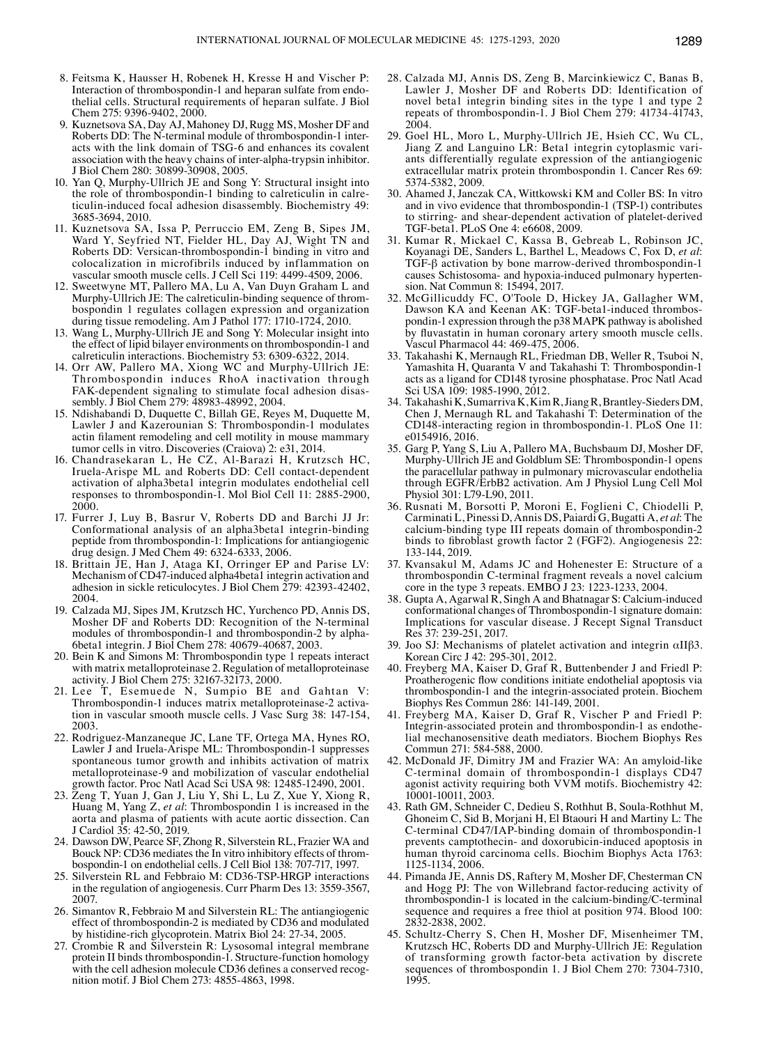8. Feitsma K, Hausser H, Robenek H, Kresse H and Vischer P: Interaction of thrombospondin-1 and heparan sulfate from endothelial cells. Structural requirements of heparan sulfate. J Biol Chem 275: 9396-9402, 2000.
9. Kuznetsova SA, Day AJ, Mahoney DJ, Rugg MS, Mosher DF and Roberts DD: The N-terminal module of thrombospondin-1 interacts with the link domain of TSG-6 and enhances its covalent association with the heavy chains of inter-alpha-trypsin inhibitor. J Biol Chem 280: 30899-30908, 2005.
10. Yan Q, Murphy-Ullrich JE and Song Y: Structural insight into the role of thrombospondin-1 binding to calreticulin in calreticulin-induced focal adhesion disassembly. Biochemistry 49: 3685-3694, 2010.
11. Kuznetsova SA, Issa P, Perruccio EM, Zeng B, Sipes JM, Ward Y, Seyfried NT, Fielder HL, Day AJ, Wight TN and Roberts DD: Versican-thrombospondin-1 binding in vitro and colocalization in microfibrils induced by inflammation on vascular smooth muscle cells. J Cell Sci 119: 4499-4509, 2006.
12. Sweetwyne MT, Pallero MA, Lu A, Van Duyn Graham L and Murphy-Ullrich JE: The calreticulin-binding sequence of thrombospondin 1 regulates collagen expression and organization during tissue remodeling. Am J Pathol 177: 1710-1724, 2010.
13. Wang L, Murphy-Ullrich JE and Song Y: Molecular insight into the effect of lipid bilayer environments on thrombospondin-1 and calreticulin interactions. Biochemistry 53: 6309-6322, 2014.
14. Orr AW, Pallero MA, Xiong WC and Murphy-Ullrich JE: Thrombospondin induces RhoA inactivation through FAK-dependent signaling to stimulate focal adhesion disassembly. J Biol Chem 279: 48983-48992, 2004.
15. Ndishabandi D, Duquette C, Billah GE, Reyes M, Duquette M, Lawler J and Kazerounian S: Thrombospondin-1 modulates actin filament remodeling and cell motility in mouse mammary tumor cells in vitro. Discoveries (Craiova) 2: e31, 2014.
16. Chandrasekaran L, He CZ, Al-Barazi H, Krutzsch HC, Iruela-Arispe ML and Roberts DD: Cell contact-dependent activation of alpha3beta1 integrin modulates endothelial cell responses to thrombospondin-1. Mol Biol Cell 11: 2885-2900, 2000.
17. Furrer J, Luy B, Basrur V, Roberts DD and Barchi JJ Jr: Conformational analysis of an alpha3beta1 integrin-binding peptide from thrombospondin-1: Implications for antiangiogenic drug design. J Med Chem 49: 6324-6333, 2006.
18. Brittain JE, Han J, Ataga KI, Orringer EP and Parise LV: Mechanism of CD47-induced alpha4beta1 integrin activation and adhesion in sickle reticulocytes. J Biol Chem 279: 42393-42402, 2004.
19. Calzada MJ, Sipes JM, Krutzsch HC, Yurchenco PD, Annis DS, Mosher DF and Roberts DD: Recognition of the N-terminal modules of thrombospondin-1 and thrombospondin-2 by alpha6beta1 integrin. J Biol Chem 278: 40679-40687, 2003.
20. Bein K and Simons M: Thrombospondin type 1 repeats interact with matrix metalloproteinase 2. Regulation of metalloproteinase activity. J Biol Chem 275: 32167-32173, 2000.
21. Lee T, Esemuede N, Sumpio BE and Gahtan V: Thrombospondin-1 induces matrix metalloproteinase-2 activation in vascular smooth muscle cells. J Vasc Surg 38: 147-154, 2003.
22. Rodriguez-Manzaneque JC, Lane TF, Ortega MA, Hynes RO, Lawler J and Iruela-Arispe ML: Thrombospondin-1 suppresses spontaneous tumor growth and inhibits activation of matrix metalloproteinase-9 and mobilization of vascular endothelial growth factor. Proc Natl Acad Sci USA 98: 12485-12490, 2001.
23. Zeng T, Yuan J, Gan J, Liu Y, Shi L, Lu Z, Xue Y, Xiong R, Huang M, Yang Z, *et al*: Thrombospondin 1 is increased in the aorta and plasma of patients with acute aortic dissection. Can J Cardiol 35: 42-50, 2019.
24. Dawson DW, Pearce SF, Zhong R, Silverstein RL, Frazier WA and Bouck NP: CD36 mediates the In vitro inhibitory effects of thrombospondin-1 on endothelial cells. J Cell Biol 138: 707-717, 1997.
25. Silverstein RL and Febbraio M: CD36-TSP-HRGP interactions in the regulation of angiogenesis. Curr Pharm Des 13: 3559-3567, 2007.
26. Simantov R, Febbraio M and Silverstein RL: The antiangiogenic effect of thrombospondin-2 is mediated by CD36 and modulated by histidine-rich glycoprotein. Matrix Biol 24: 27-34, 2005.
27. Crombie R and Silverstein R: Lysosomal integral membrane protein II binds thrombospondin-1. Structure-function homology with the cell adhesion molecule CD36 defines a conserved recognition motif. J Biol Chem 273: 4855-4863, 1998.
28. Calzada MJ, Annis DS, Zeng B, Marcinkiewicz C, Banas B, Lawler J, Mosher DF and Roberts DD: Identification of novel beta1 integrin binding sites in the type 1 and type 2 repeats of thrombospondin-1. J Biol Chem 279: 41734-41743, 2004.
29. Goel HL, Moro L, Murphy-Ullrich JE, Hsieh CC, Wu CL, Jiang Z and Languino LR: Beta1 integrin cytoplasmic variants differentially regulate expression of the antiangiogenic extracellular matrix protein thrombospondin 1. Cancer Res 69: 5374-5382, 2009.
30. Ahamed J, Janczak CA, Wittkowski KM and Coller BS: In vitro and in vivo evidence that thrombospondin-1 (TSP-1) contributes to stirring- and shear-dependent activation of platelet-derived TGF-beta1. PLoS One 4: e6608, 2009.
31. Kumar R, Mickael C, Kassa B, Gebreab L, Robinson JC, Koyanagi DE, Sanders L, Barthel L, Meadows C, Fox D, *et al*: TGF-β activation by bone marrow-derived thrombospondin-1 causes Schistosoma- and hypoxia-induced pulmonary hypertension. Nat Commun 8: 15494, 2017.
32. McGillicuddy FC, O'Toole D, Hickey JA, Gallagher WM, Dawson KA and Keenan AK: TGF-beta1-induced thrombospondin-1 expression through the p38 MAPK pathway is abolished by fluvastatin in human coronary artery smooth muscle cells. Vascul Pharmacol 44: 469-475, 2006.
33. Takahashi K, Mernaugh RL, Friedman DB, Weller R, Tsuboi N, Yamashita H, Quaranta V and Takahashi T: Thrombospondin-1 acts as a ligand for CD148 tyrosine phosphatase. Proc Natl Acad Sci USA 109: 1985-1990, 2012.
34. Takahashi K, Sumarriva K, Kim R, Jiang R, Brantley-Sieders DM, Chen J, Mernaugh RL and Takahashi T: Determination of the CD148-interacting region in thrombospondin-1. PLoS One 11: e0154916, 2016.
35. Garg P, Yang S, Liu A, Pallero MA, Buchsbaum DJ, Mosher DF, Murphy-Ullrich JE and Goldblum SE: Thrombospondin-1 opens the paracellular pathway in pulmonary microvascular endothelia through EGFR/ErbB2 activation. Am J Physiol Lung Cell Mol Physiol 301: L79-L90, 2011.
36. Rusnati M, Borsotti P, Moroni E, Foglieni C, Chiodelli P, Carminati L, Pinessi D, Annis DS, Paiardi G, Bugatti A, *et al*: The calcium-binding type III repeats domain of thrombospondin-2 binds to fibroblast growth factor 2 (FGF2). Angiogenesis 22: 133-144, 2019.
37. Kvansakul M, Adams JC and Hohenester E: Structure of a thrombospondin C-terminal fragment reveals a novel calcium core in the type 3 repeats. EMBO J 23: 1223-1233, 2004.
38. Gupta A, Agarwal R, Singh A and Bhatnagar S: Calcium-induced conformational changes of Thrombospondin-1 signature domain: Implications for vascular disease. J Recept Signal Transduct Res 37: 239-251, 2017.
39. Joo SJ: Mechanisms of platelet activation and integrin αIIβ3. Korean Circ J 42: 295-301, 2012.
40. Freyberg MA, Kaiser D, Graf R, Buttenbender J and Friedl P: Proatherogenic flow conditions initiate endothelial apoptosis via thrombospondin-1 and the integrin-associated protein. Biochem Biophys Res Commun 286: 141-149, 2001.
41. Freyberg MA, Kaiser D, Graf R, Vischer P and Friedl P: Integrin-associated protein and thrombospondin-1 as endothelial mechanosensitive death mediators. Biochem Biophys Res Commun 271: 584-588, 2000.
42. McDonald JF, Dimitry JM and Frazier WA: An amyloid-like C-terminal domain of thrombospondin-1 displays CD47 agonist activity requiring both VVM motifs. Biochemistry 42: 10001-10011, 2003.
43. Rath GM, Schneider C, Dedieu S, Rothhut B, Soula-Rothhut M, Ghoneim C, Sid B, Morjani H, El Btaouri H and Martiny L: The C-terminal CD47/IAP-binding domain of thrombospondin-1 prevents camptothecin- and doxorubicin-induced apoptosis in human thyroid carcinoma cells. Biochim Biophys Acta 1763: 1125-1134, 2006.
44. Pimanda JE, Annis DS, Raftery M, Mosher DF, Chesterman CN and Hogg PJ: The von Willebrand factor-reducing activity of thrombospondin-1 is located in the calcium-binding/C-terminal sequence and requires a free thiol at position 974. Blood 100: 2832-2838, 2002.
45. Schultz-Cherry S, Chen H, Mosher DF, Misenheimer TM, Krutzsch HC, Roberts DD and Murphy-Ullrich JE: Regulation of transforming growth factor-beta activation by discrete sequences of thrombospondin 1. J Biol Chem 270: 7304-7310, 1995.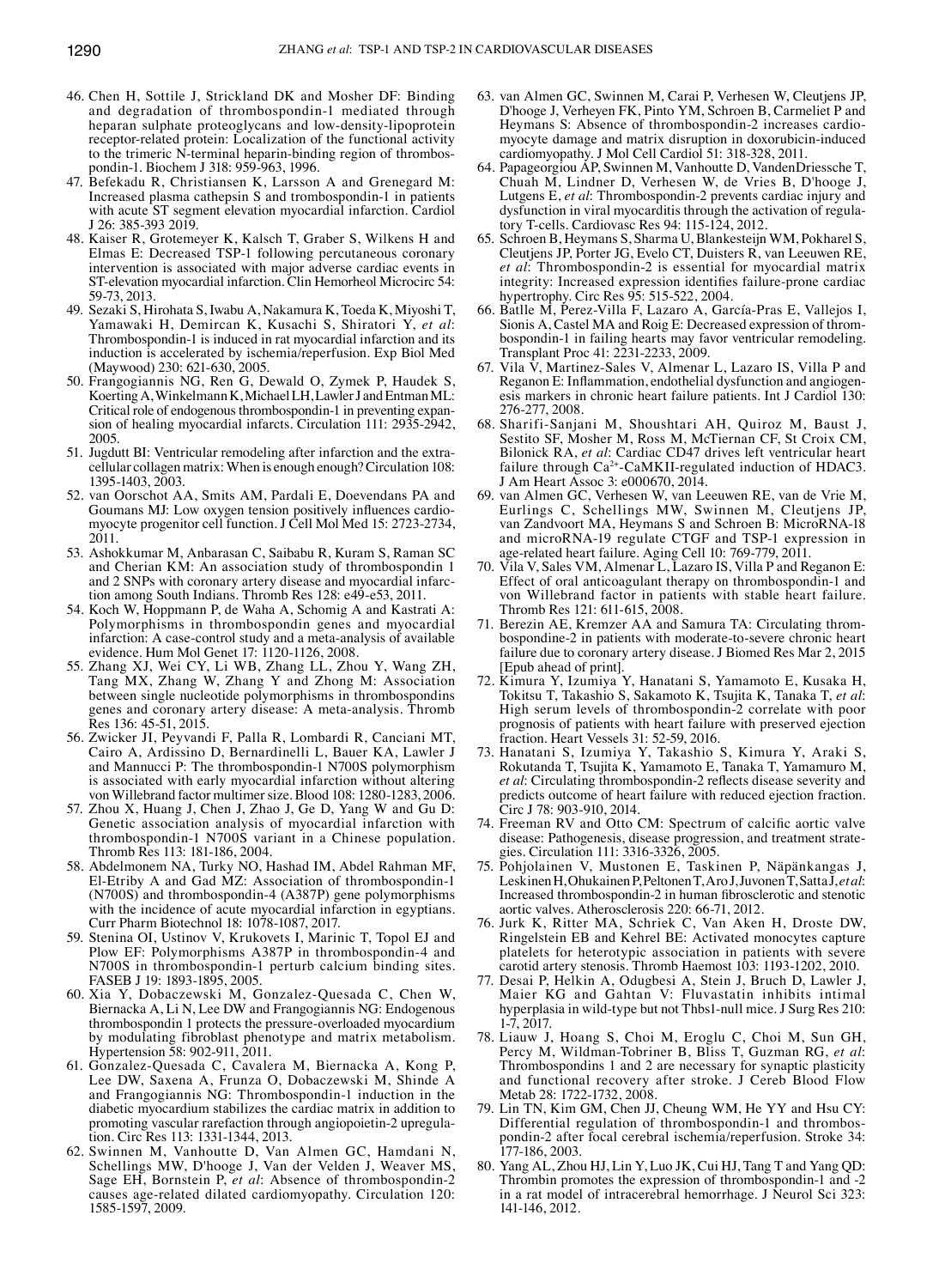46. Chen H, Sottile J, Strickland DK and Mosher DF: Binding and degradation of thrombospondin‑1 mediated through heparan sulphate proteoglycans and low‑density‑lipoprotein receptor‑related protein: Localization of the functional activity to the trimeric N‑terminal heparin‑binding region of thrombospondin‑1. Biochem J 318: 959‑963, 1996.
47. Befekadu R, Christiansen K, Larsson A and Grenegard M: Increased plasma cathepsin S and trombospondin‑1 in patients with acute ST segment elevation myocardial infarction. Cardiol J 26: 385‑393 2019.
48. Kaiser R, Grotemeyer K, Kalsch T, Graber S, Wilkens H and Elmas E: Decreased TSP‑1 following percutaneous coronary intervention is associated with major adverse cardiac events in ST‑elevation myocardial infarction. Clin Hemorheol Microcirc 54: 59‑73, 2013.
49. Sezaki S, Hirohata S, Iwabu A, Nakamura K, Toeda K, Miyoshi T, Yamawaki H, Demircan K, Kusachi S, Shiratori Y, *et al*: Thrombospondin‑1 is induced in rat myocardial infarction and its induction is accelerated by ischemia/reperfusion. Exp Biol Med (Maywood) 230: 621‑630, 2005.
50. Frangogiannis NG, Ren G, Dewald O, Zymek P, Haudek S, Koerting A, Winkelmann K, Michael LH, Lawler J and Entman ML: Critical role of endogenous thrombospondin‑1 in preventing expansion of healing myocardial infarcts. Circulation 111: 2935‑2942, 2005.
51. Jugdutt BI: Ventricular remodeling after infarction and the extracellular collagen matrix: When is enough enough? Circulation 108: 1395‑1403, 2003.
52. van Oorschot AA, Smits AM, Pardali E, Doevendans PA and Goumans MJ: Low oxygen tension positively influences cardiomyocyte progenitor cell function. J Cell Mol Med 15: 2723‑2734, 2011.
53. Ashokkumar M, Anbarasan C, Saibabu R, Kuram S, Raman SC and Cherian KM: An association study of thrombospondin 1 and 2 SNPs with coronary artery disease and myocardial infarction among South Indians. Thromb Res 128: e49‑e53, 2011.
54. Koch W, Hoppmann P, de Waha A, Schomig A and Kastrati A: Polymorphisms in thrombospondin genes and myocardial infarction: A case‑control study and a meta‑analysis of available evidence. Hum Mol Genet 17: 1120‑1126, 2008.
55. Zhang XJ, Wei CY, Li WB, Zhang LL, Zhou Y, Wang ZH, Tang MX, Zhang W, Zhang Y and Zhong M: Association between single nucleotide polymorphisms in thrombospondins genes and coronary artery disease: A meta‑analysis. Thromb Res 136: 45‑51, 2015.
56. Zwicker JI, Peyvandi F, Palla R, Lombardi R, Canciani MT, Cairo A, Ardissino D, Bernardinelli L, Bauer KA, Lawler J and Mannucci P: The thrombospondin‑1 N700S polymorphism is associated with early myocardial infarction without altering von Willebrand factor multimer size. Blood 108: 1280‑1283, 2006.
57. Zhou X, Huang J, Chen J, Zhao J, Ge D, Yang W and Gu D: Genetic association analysis of myocardial infarction with thrombospondin‑1 N700S variant in a Chinese population. Thromb Res 113: 181‑186, 2004.
58. Abdelmonem NA, Turky NO, Hashad IM, Abdel Rahman MF, El‑Etriby A and Gad MZ: Association of thrombospondin‑1 (N700S) and thrombospondin‑4 (A387P) gene polymorphisms with the incidence of acute myocardial infarction in egyptians. Curr Pharm Biotechnol 18: 1078‑1087, 2017.
59. Stenina OI, Ustinov V, Krukovets I, Marinic T, Topol EJ and Plow EF: Polymorphisms A387P in thrombospondin‑4 and N700S in thrombospondin‑1 perturb calcium binding sites. FASEB J 19: 1893‑1895, 2005.
60. Xia Y, Dobaczewski M, Gonzalez‑Quesada C, Chen W, Biernacka A, Li N, Lee DW and Frangogiannis NG: Endogenous thrombospondin 1 protects the pressure‑overloaded myocardium by modulating fibroblast phenotype and matrix metabolism. Hypertension 58: 902‑911, 2011.
61. Gonzalez‑Quesada C, Cavalera M, Biernacka A, Kong P, Lee DW, Saxena A, Frunza O, Dobaczewski M, Shinde A and Frangogiannis NG: Thrombospondin‑1 induction in the diabetic myocardium stabilizes the cardiac matrix in addition to promoting vascular rarefaction through angiopoietin‑2 upregulation. Circ Res 113: 1331‑1344, 2013.
62. Swinnen M, Vanhoutte D, Van Almen GC, Hamdani N, Schellings MW, D'hooge J, Van der Velden J, Weaver MS, Sage EH, Bornstein P, *et al*: Absence of thrombospondin‑2 causes age‑related dilated cardiomyopathy. Circulation 120: 1585‑1597, 2009.
63. van Almen GC, Swinnen M, Carai P, Verhesen W, Cleutjens JP, D'hooge J, Verheyen FK, Pinto YM, Schroen B, Carmeliet P and Heymans S: Absence of thrombospondin‑2 increases cardiomyocyte damage and matrix disruption in doxorubicin‑induced cardiomyopathy. J Mol Cell Cardiol 51: 318‑328, 2011.
64. Papageorgiou AP, Swinnen M, Vanhoutte D, VandenDriessche T, Chuah M, Lindner D, Verhesen W, de Vries B, D'hooge J, Lutgens E, *et al*: Thrombospondin‑2 prevents cardiac injury and dysfunction in viral myocarditis through the activation of regulatory T‑cells. Cardiovasc Res 94: 115‑124, 2012.
65. Schroen B, Heymans S, Sharma U, Blankesteijn WM, Pokharel S, Cleutjens JP, Porter JG, Evelo CT, Duisters R, van Leeuwen RE, *et al*: Thrombospondin‑2 is essential for myocardial matrix integrity: Increased expression identifies failure‑prone cardiac hypertrophy. Circ Res 95: 515‑522, 2004.
66. Batlle M, Perez‑Villa F, Lazaro A, García‑Pras E, Vallejos I, Sionis A, Castel MA and Roig E: Decreased expression of thrombospondin‑1 in failing hearts may favor ventricular remodeling. Transplant Proc 41: 2231‑2233, 2009.
67. Vila V, Martinez‑Sales V, Almenar L, Lazaro IS, Villa P and Reganon E: Inflammation, endothelial dysfunction and angiogenesis markers in chronic heart failure patients. Int J Cardiol 130: 276‑277, 2008.
68. Sharifi‑Sanjani M, Shoushtari AH, Quiroz M, Baust J, Sestito SF, Mosher M, Ross M, McTiernan CF, St Croix CM, Bilonick RA, *et al*: Cardiac CD47 drives left ventricular heart failure through $Ca^{2+}$‑CaMKII‑regulated induction of HDAC3. J Am Heart Assoc 3: e000670, 2014.
69. van Almen GC, Verhesen W, van Leeuwen RE, van de Vrie M, Eurlings C, Schellings MW, Swinnen M, Cleutjens JP, van Zandvoort MA, Heymans S and Schroen B: MicroRNA‑18 and microRNA‑19 regulate CTGF and TSP‑1 expression in age‑related heart failure. Aging Cell 10: 769‑779, 2011.
70. Vila V, Sales VM, Almenar L, Lazaro IS, Villa P and Reganon E: Effect of oral anticoagulant therapy on thrombospondin‑1 and von Willebrand factor in patients with stable heart failure. Thromb Res 121: 611‑615, 2008.
71. Berezin AE, Kremzer AA and Samura TA: Circulating thrombospondine‑2 in patients with moderate‑to‑severe chronic heart failure due to coronary artery disease. J Biomed Res Mar 2, 2015 [Epub ahead of print].
72. Kimura Y, Izumiya Y, Hanatani S, Yamamoto E, Kusaka H, Tokitsu T, Takashio S, Sakamoto K, Tsujita K, Tanaka T, *et al*: High serum levels of thrombospondin‑2 correlate with poor prognosis of patients with heart failure with preserved ejection fraction. Heart Vessels 31: 52‑59, 2016.
73. Hanatani S, Izumiya Y, Takashio S, Kimura Y, Araki S, Rokutanda T, Tsujita K, Yamamoto E, Tanaka T, Yamamuro M, *et al*: Circulating thrombospondin‑2 reflects disease severity and predicts outcome of heart failure with reduced ejection fraction. Circ J 78: 903‑910, 2014.
74. Freeman RV and Otto CM: Spectrum of calcific aortic valve disease: Pathogenesis, disease progression, and treatment strategies. Circulation 111: 3316‑3326, 2005.
75. Pohjolainen V, Mustonen E, Taskinen P, Näpänkangas J, Leskinen H, Ohukainen P, Peltonen T, Aro J, Juvonen T, Satta J, *et al*: Increased thrombospondin‑2 in human fibrosclerotic and stenotic aortic valves. Atherosclerosis 220: 66‑71, 2012.
76. Jurk K, Ritter MA, Schriek C, Van Aken H, Droste DW, Ringelstein EB and Kehrel BE: Activated monocytes capture platelets for heterotypic association in patients with severe carotid artery stenosis. Thromb Haemost 103: 1193‑1202, 2010.
77. Desai P, Helkin A, Odugbesi A, Stein J, Bruch D, Lawler J, Maier KG and Gahtan V: Fluvastatin inhibits intimal hyperplasia in wild‑type but not Thbs1‑null mice. J Surg Res 210: 1‑7, 2017.
78. Liauw J, Hoang S, Choi M, Eroglu C, Choi M, Sun GH, Percy M, Wildman‑Tobriner B, Bliss T, Guzman RG, *et al*: Thrombospondins 1 and 2 are necessary for synaptic plasticity and functional recovery after stroke. J Cereb Blood Flow Metab 28: 1722‑1732, 2008.
79. Lin TN, Kim GM, Chen JJ, Cheung WM, He YY and Hsu CY: Differential regulation of thrombospondin‑1 and thrombospondin‑2 after focal cerebral ischemia/reperfusion. Stroke 34: 177‑186, 2003.
80. Yang AL, Zhou HJ, Lin Y, Luo JK, Cui HJ, Tang T and Yang QD: Thrombin promotes the expression of thrombospondin‑1 and ‑2 in a rat model of intracerebral hemorrhage. J Neurol Sci 323: 141‑146, 2012.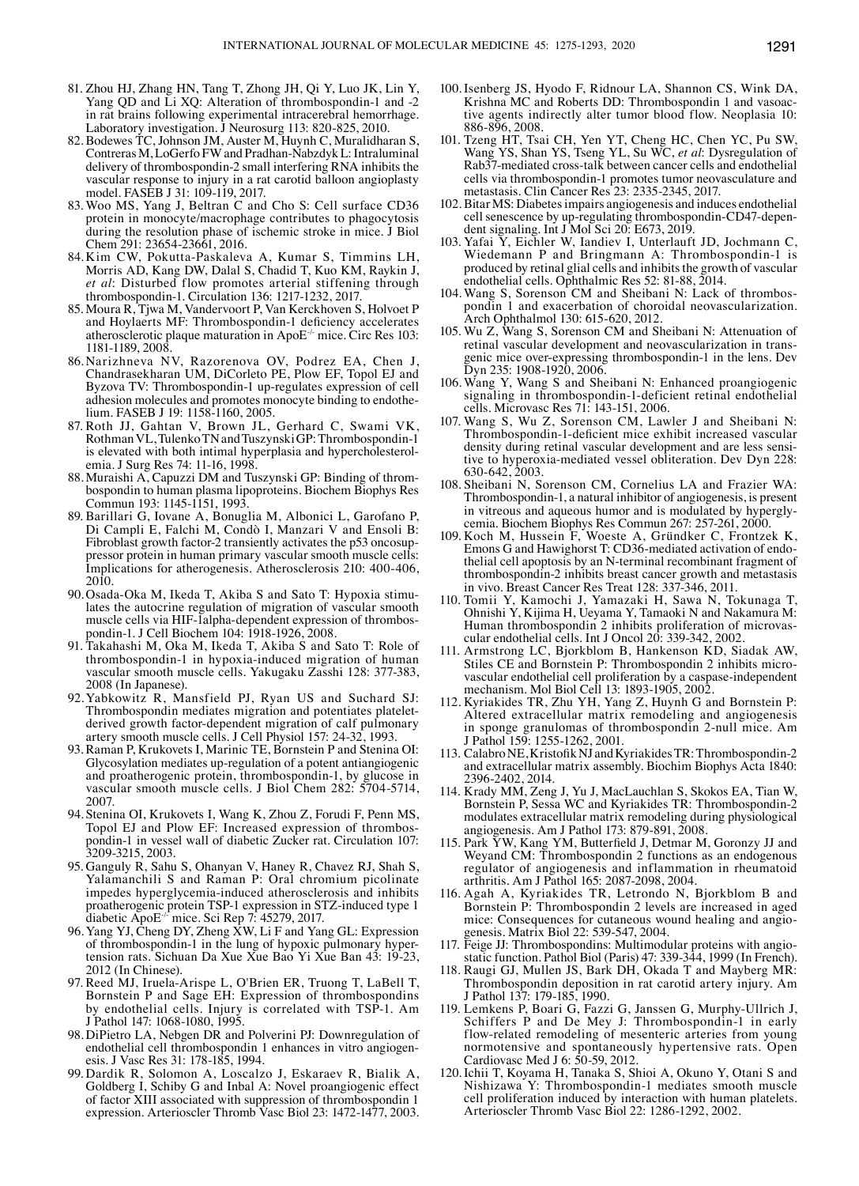81. Zhou HJ, Zhang HN, Tang T, Zhong JH, Qi Y, Luo JK, Lin Y, Yang QD and Li XQ: Alteration of thrombospondin-1 and -2 in rat brains following experimental intracerebral hemorrhage. Laboratory investigation. J Neurosurg 113: 820-825, 2010.
82. Bodewes TC, Johnson JM, Auster M, Huynh C, Muralidharan S, Contreras M, LoGerfo FW and Pradhan-Nabzdyk L: Intraluminal delivery of thrombospondin-2 small interfering RNA inhibits the vascular response to injury in a rat carotid balloon angioplasty model. FASEB J 31: 109-119, 2017.
83. Woo MS, Yang J, Beltran C and Cho S: Cell surface CD36 protein in monocyte/macrophage contributes to phagocytosis during the resolution phase of ischemic stroke in mice. J Biol Chem 291: 23654-23661, 2016.
84. Kim CW, Pokutta-Paskaleva A, Kumar S, Timmins LH, Morris AD, Kang DW, Dalal S, Chadid T, Kuo KM, Raykin J, *et al*: Disturbed flow promotes arterial stiffening through thrombospondin-1. Circulation 136: 1217-1232, 2017.
85. Moura R, Tjwa M, Vandervoort P, Van Kerckhoven S, Holvoet P and Hoylaerts MF: Thrombospondin-1 deficiency accelerates atherosclerotic plaque maturation in ApoE$^{-/-}$ mice. Circ Res 103: 1181-1189, 2008.
86. Narizhneva NV, Razorenova OV, Podrez EA, Chen J, Chandrasekharan UM, DiCorleto PE, Plow EF, Topol EJ and Byzova TV: Thrombospondin-1 up-regulates expression of cell adhesion molecules and promotes monocyte binding to endothelium. FASEB J 19: 1158-1160, 2005.
87. Roth JJ, Gahtan V, Brown JL, Gerhard C, Swami VK, Rothman VL, Tulenko TN and Tuszynski GP: Thrombospondin-1 is elevated with both intimal hyperplasia and hypercholesterolemia. J Surg Res 74: 11-16, 1998.
88. Muraishi A, Capuzzi DM and Tuszynski GP: Binding of thrombospondin to human plasma lipoproteins. Biochem Biophys Res Commun 193: 1145-1151, 1993.
89. Barillari G, Iovane A, Bonuglia M, Albonici L, Garofano P, Di Campli E, Falchi M, Condò I, Manzari V and Ensoli B: Fibroblast growth factor-2 transiently activates the p53 oncosuppressor protein in human primary vascular smooth muscle cells: Implications for atherogenesis. Atherosclerosis 210: 400-406, 2010.
90. Osada-Oka M, Ikeda T, Akiba S and Sato T: Hypoxia stimulates the autocrine regulation of migration of vascular smooth muscle cells via HIF-1alpha-dependent expression of thrombospondin-1. J Cell Biochem 104: 1918-1926, 2008.
91. Takahashi M, Oka M, Ikeda T, Akiba S and Sato T: Role of thrombospondin-1 in hypoxia-induced migration of human vascular smooth muscle cells. Yakugaku Zasshi 128: 377-383, 2008 (In Japanese).
92. Yabkowitz R, Mansfield PJ, Ryan US and Suchard SJ: Thrombospondin mediates migration and potentiates platelet-derived growth factor-dependent migration of calf pulmonary artery smooth muscle cells. J Cell Physiol 157: 24-32, 1993.
93. Raman P, Krukovets I, Marinic TE, Bornstein P and Stenina OI: Glycosylation mediates up-regulation of a potent antiangiogenic and proatherogenic protein, thrombospondin-1, by glucose in vascular smooth muscle cells. J Biol Chem 282: 5704-5714, 2007.
94. Stenina OI, Krukovets I, Wang K, Zhou Z, Forudi F, Penn MS, Topol EJ and Plow EF: Increased expression of thrombospondin-1 in vessel wall of diabetic Zucker rat. Circulation 107: 3209-3215, 2003.
95. Ganguly R, Sahu S, Ohanyan V, Haney R, Chavez RJ, Shah S, Yalamanchili S and Raman P: Oral chromium picolinate impedes hyperglycemia-induced atherosclerosis and inhibits proatherogenic protein TSP-1 expression in STZ-induced type 1 diabetic ApoE$^{-/-}$ mice. Sci Rep 7: 45279, 2017.
96. Yang YJ, Cheng DY, Zheng XW, Li F and Yang GL: Expression of thrombospondin-1 in the lung of hypoxic pulmonary hypertension rats. Sichuan Da Xue Xue Bao Yi Xue Ban 43: 19-23, 2012 (In Chinese).
97. Reed MJ, Iruela-Arispe L, O'Brien ER, Truong T, LaBell T, Bornstein P and Sage EH: Expression of thrombospondins by endothelial cells. Injury is correlated with TSP-1. Am J Pathol 147: 1068-1080, 1995.
98. DiPietro LA, Nebgen DR and Polverini PJ: Downregulation of endothelial cell thrombospondin 1 enhances in vitro angiogenesis. J Vasc Res 31: 178-185, 1994.
99. Dardik R, Solomon A, Loscalzo J, Eskaraev R, Bialik A, Goldberg I, Schiby G and Inbal A: Novel proangiogenic effect of factor XIII associated with suppression of thrombospondin 1 expression. Arterioscler Thromb Vasc Biol 23: 1472-1477, 2003.
100. Isenberg JS, Hyodo F, Ridnour LA, Shannon CS, Wink DA, Krishna MC and Roberts DD: Thrombospondin 1 and vasoactive agents indirectly alter tumor blood flow. Neoplasia 10: 886-896, 2008.
101. Tzeng HT, Tsai CH, Yen YT, Cheng HC, Chen YC, Pu SW, Wang YS, Shan YS, Tseng YL, Su WC, *et al*: Dysregulation of Rab37-mediated cross-talk between cancer cells and endothelial cells via thrombospondin-1 promotes tumor neovasculature and metastasis. Clin Cancer Res 23: 2335-2345, 2017.
102. Bitar MS: Diabetes impairs angiogenesis and induces endothelial cell senescence by up-regulating thrombospondin-CD47-dependent signaling. Int J Mol Sci 20: E673, 2019.
103. Yafai Y, Eichler W, Iandiev I, Unterlauft JD, Jochmann C, Wiedemann P and Bringmann A: Thrombospondin-1 is produced by retinal glial cells and inhibits the growth of vascular endothelial cells. Ophthalmic Res 52: 81-88, 2014.
104. Wang S, Sorenson CM and Sheibani N: Lack of thrombospondin 1 and exacerbation of choroidal neovascularization. Arch Ophthalmol 130: 615-620, 2012.
105. Wu Z, Wang S, Sorenson CM and Sheibani N: Attenuation of retinal vascular development and neovascularization in transgenic mice over-expressing thrombospondin-1 in the lens. Dev Dyn 235: 1908-1920, 2006.
106. Wang Y, Wang S and Sheibani N: Enhanced proangiogenic signaling in thrombospondin-1-deficient retinal endothelial cells. Microvasc Res 71: 143-151, 2006.
107. Wang S, Wu Z, Sorenson CM, Lawler J and Sheibani N: Thrombospondin-1-deficient mice exhibit increased vascular density during retinal vascular development and are less sensitive to hyperoxia-mediated vessel obliteration. Dev Dyn 228: 630-642, 2003.
108. Sheibani N, Sorenson CM, Cornelius LA and Frazier WA: Thrombospondin-1, a natural inhibitor of angiogenesis, is present in vitreous and aqueous humor and is modulated by hyperglycemia. Biochem Biophys Res Commun 267: 257-261, 2000.
109. Koch M, Hussein F, Woeste A, Gründker C, Frontzek K, Emons G and Hawighorst T: CD36-mediated activation of endothelial cell apoptosis by an N-terminal recombinant fragment of thrombospondin-2 inhibits breast cancer growth and metastasis in vivo. Breast Cancer Res Treat 128: 337-346, 2011.
110. Tomii Y, Kamochi J, Yamazaki H, Sawa N, Tokunaga T, Ohnishi Y, Kijima H, Ueyama Y, Tamaoki N and Nakamura M: Human thrombospondin 2 inhibits proliferation of microvascular endothelial cells. Int J Oncol 20: 339-342, 2002.
111. Armstrong LC, Bjorkblom B, Hankenson KD, Siadak AW, Stiles CE and Bornstein P: Thrombospondin 2 inhibits microvascular endothelial cell proliferation by a caspase-independent mechanism. Mol Biol Cell 13: 1893-1905, 2002.
112. Kyriakides TR, Zhu YH, Yang Z, Huynh G and Bornstein P: Altered extracellular matrix remodeling and angiogenesis in sponge granulomas of thrombospondin 2-null mice. Am J Pathol 159: 1255-1262, 2001.
113. Calabro NE, Kristofik NJ and Kyriakides TR: Thrombospondin-2 and extracellular matrix assembly. Biochim Biophys Acta 1840: 2396-2402, 2014.
114. Krady MM, Zeng J, Yu J, MacLauchlan S, Skokos EA, Tian W, Bornstein P, Sessa WC and Kyriakides TR: Thrombospondin-2 modulates extracellular matrix remodeling during physiological angiogenesis. Am J Pathol 173: 879-891, 2008.
115. Park YW, Kang YM, Butterfield J, Detmar M, Goronzy JJ and Weyand CM: Thrombospondin 2 functions as an endogenous regulator of angiogenesis and inflammation in rheumatoid arthritis. Am J Pathol 165: 2087-2098, 2004.
116. Agah A, Kyriakides TR, Letrondo N, Bjorkblom B and Bornstein P: Thrombospondin 2 levels are increased in aged mice: Consequences for cutaneous wound healing and angiogenesis. Matrix Biol 22: 539-547, 2004.
117. Feige JJ: Thrombospondins: Multimodular proteins with angiostatic function. Pathol Biol (Paris) 47: 339-344, 1999 (In French).
118. Raugi GJ, Mullen JS, Bark DH, Okada T and Mayberg MR: Thrombospondin deposition in rat carotid artery injury. Am J Pathol 137: 179-185, 1990.
119. Lemkens P, Boari G, Fazzi G, Janssen G, Murphy-Ullrich J, Schiffers P and De Mey J: Thrombospondin-1 in early flow-related remodeling of mesenteric arteries from young normotensive and spontaneously hypertensive rats. Open Cardiovasc Med J 6: 50-59, 2012.
120. Ichii T, Koyama H, Tanaka S, Shioi A, Okuno Y, Otani S and Nishizawa Y: Thrombospondin-1 mediates smooth muscle cell proliferation induced by interaction with human platelets. Arterioscler Thromb Vasc Biol 22: 1286-1292, 2002.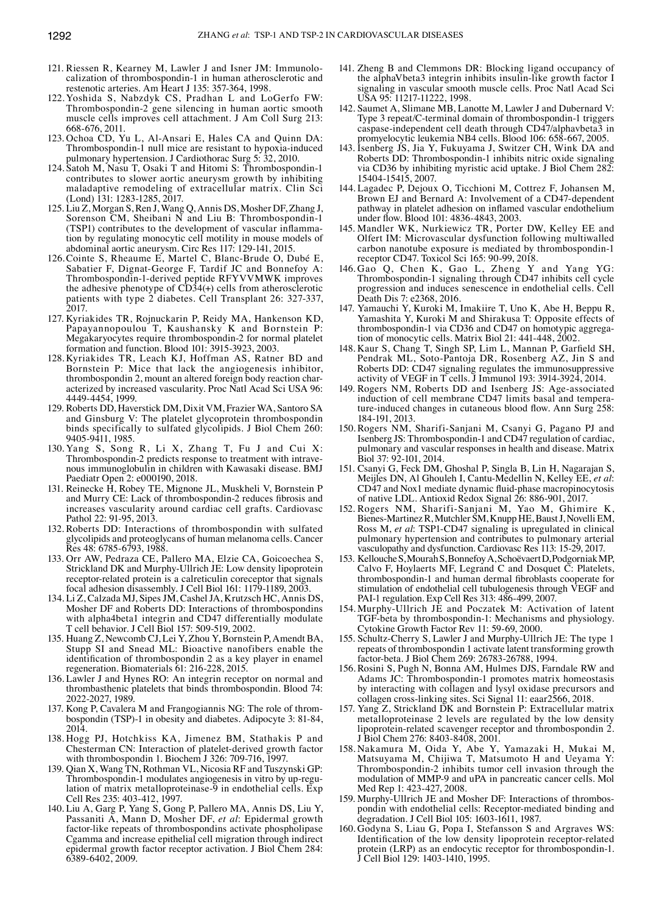121. Riessen R, Kearney M, Lawler J and Isner JM: Immunolocalization of thrombospondin-1 in human atherosclerotic and restenotic arteries. Am Heart J 135: 357-364, 1998.
122. Yoshida S, Nabzdyk CS, Pradhan L and LoGerfo FW: Thrombospondin-2 gene silencing in human aortic smooth muscle cells improves cell attachment. J Am Coll Surg 213: 668-676, 2011.
123. Ochoa CD, Yu L, Al-Ansari E, Hales CA and Quinn DA: Thrombospondin-1 null mice are resistant to hypoxia-induced pulmonary hypertension. J Cardiothorac Surg 5: 32, 2010.
124. Satoh M, Nasu T, Osaki T and Hitomi S: Thrombospondin-1 contributes to slower aortic aneurysm growth by inhibiting maladaptive remodeling of extracellular matrix. Clin Sci (Lond) 131: 1283-1285, 2017.
125. Liu Z, Morgan S, Ren J, Wang Q, Annis DS, Mosher DF, Zhang J, Sorenson CM, Sheibani N and Liu B: Thrombospondin-1 (TSP1) contributes to the development of vascular inflammation by regulating monocytic cell motility in mouse models of abdominal aortic aneurysm. Circ Res 117: 129-141, 2015.
126. Cointe S, Rheaume E, Martel C, Blanc-Brude O, Dubé E, Sabatier F, Dignat-George F, Tardif JC and Bonnefoy A: Thrombospondin-1-derived peptide RFYVVMWK improves the adhesive phenotype of CD34(+) cells from atherosclerotic patients with type 2 diabetes. Cell Transplant 26: 327-337, 2017.
127. Kyriakides TR, Rojnuckarin P, Reidy MA, Hankenson KD, Papayannopoulou T, Kaushansky K and Bornstein P: Megakaryocytes require thrombospondin-2 for normal platelet formation and function. Blood 101: 3915-3923, 2003.
128. Kyriakides TR, Leach KJ, Hoffman AS, Ratner BD and Bornstein P: Mice that lack the angiogenesis inhibitor, thrombospondin 2, mount an altered foreign body reaction characterized by increased vascularity. Proc Natl Acad Sci USA 96: 4449-4454, 1999.
129. Roberts DD, Haverstick DM, Dixit VM, Frazier WA, Santoro SA and Ginsburg V: The platelet glycoprotein thrombospondin binds specifically to sulfated glycolipids. J Biol Chem 260: 9405-9411, 1985.
130. Yang S, Song R, Li X, Zhang T, Fu J and Cui X: Thrombospondin-2 predicts response to treatment with intravenous immunoglobulin in children with Kawasaki disease. BMJ Paediatr Open 2: e000190, 2018.
131. Reinecke H, Robey TE, Mignone JL, Muskheli V, Bornstein P and Murry CE: Lack of thrombospondin-2 reduces fibrosis and increases vascularity around cardiac cell grafts. Cardiovasc Pathol 22: 91-95, 2013.
132. Roberts DD: Interactions of thrombospondin with sulfated glycolipids and proteoglycans of human melanoma cells. Cancer Res 48: 6785-6793, 1988.
133. Orr AW, Pedraza CE, Pallero MA, Elzie CA, Goicoechea S, Strickland DK and Murphy-Ullrich JE: Low density lipoprotein receptor-related protein is a calreticulin coreceptor that signals focal adhesion disassembly. J Cell Biol 161: 1179-1189, 2003.
134. Li Z, Calzada MJ, Sipes JM, Cashel JA, Krutzsch HC, Annis DS, Mosher DF and Roberts DD: Interactions of thrombospondins with alpha4beta1 integrin and CD47 differentially modulate T cell behavior. J Cell Biol 157: 509-519, 2002.
135. Huang Z, Newcomb CJ, Lei Y, Zhou Y, Bornstein P, Amendt BA, Stupp SI and Snead ML: Bioactive nanofibers enable the identification of thrombospondin 2 as a key player in enamel regeneration. Biomaterials 61: 216-228, 2015.
136. Lawler J and Hynes RO: An integrin receptor on normal and thrombasthenic platelets that binds thrombospondin. Blood 74: 2022-2027, 1989.
137. Kong P, Cavalera M and Frangogiannis NG: The role of thrombospondin (TSP)-1 in obesity and diabetes. Adipocyte 3: 81-84, 2014.
138. Hogg PJ, Hotchkiss KA, Jimenez BM, Stathakis P and Chesterman CN: Interaction of platelet-derived growth factor with thrombospondin 1. Biochem J 326: 709-716, 1997.
139. Qian X, Wang TN, Rothman VL, Nicosia RF and Tuszynski GP: Thrombospondin-1 modulates angiogenesis in vitro by up-regulation of matrix metalloproteinase-9 in endothelial cells. Exp Cell Res 235: 403-412, 1997.
140. Liu A, Garg P, Yang S, Gong P, Pallero MA, Annis DS, Liu Y, Passaniti A, Mann D, Mosher DF, *et al*: Epidermal growth factor-like repeats of thrombospondins activate phospholipase Cgamma and increase epithelial cell migration through indirect epidermal growth factor receptor activation. J Biol Chem 284: 6389-6402, 2009.
141. Zheng B and Clemmons DR: Blocking ligand occupancy of the alphaVbeta3 integrin inhibits insulin-like growth factor I signaling in vascular smooth muscle cells. Proc Natl Acad Sci USA 95: 11217-11222, 1998.
142. Saumet A, Slimane MB, Lanotte M, Lawler J and Dubernard V: Type 3 repeat/C-terminal domain of thrombospondin-1 triggers caspase-independent cell death through CD47/alphavbeta3 in promyelocytic leukemia NB4 cells. Blood 106: 658-667, 2005.
143. Isenberg JS, Jia Y, Fukuyama J, Switzer CH, Wink DA and Roberts DD: Thrombospondin-1 inhibits nitric oxide signaling via CD36 by inhibiting myristic acid uptake. J Biol Chem 282: 15404-15415, 2007.
144. Lagadec P, Dejoux O, Ticchioni M, Cottrez F, Johansen M, Brown EJ and Bernard A: Involvement of a CD47-dependent pathway in platelet adhesion on inflamed vascular endothelium under flow. Blood 101: 4836-4843, 2003.
145. Mandler WK, Nurkiewicz TR, Porter DW, Kelley EE and Olfert IM: Microvascular dysfunction following multiwalled carbon nanotube exposure is mediated by thrombospondin-1 receptor CD47. Toxicol Sci 165: 90-99, 2018.
146. Gao Q, Chen K, Gao L, Zheng Y and Yang YG: Thrombospondin-1 signaling through CD47 inhibits cell cycle progression and induces senescence in endothelial cells. Cell Death Dis 7: e2368, 2016.
147. Yamauchi Y, Kuroki M, Imakiire T, Uno K, Abe H, Beppu R, Yamashita Y, Kuroki M and Shirakusa T: Opposite effects of thrombospondin-1 via CD36 and CD47 on homotypic aggregation of monocytic cells. Matrix Biol 21: 441-448, 2002.
148. Kaur S, Chang T, Singh SP, Lim L, Mannan P, Garfield SH, Pendrak ML, Soto-Pantoja DR, Rosenberg AZ, Jin S and Roberts DD: CD47 signaling regulates the immunosuppressive activity of VEGF in T cells. J Immunol 193: 3914-3924, 2014.
149. Rogers NM, Roberts DD and Isenberg JS: Age-associated induction of cell membrane CD47 limits basal and temperature-induced changes in cutaneous blood flow. Ann Surg 258: 184-191, 2013.
150. Rogers NM, Sharifi-Sanjani M, Csanyi G, Pagano PJ and Isenberg JS: Thrombospondin-1 and CD47 regulation of cardiac, pulmonary and vascular responses in health and disease. Matrix Biol 37: 92-101, 2014.
151. Csanyi G, Feck DM, Ghoshal P, Singla B, Lin H, Nagarajan S, Meijles DN, Al Ghouleh I, Cantu-Medellin N, Kelley EE, *et al*: CD47 and Nox1 mediate dynamic fluid-phase macropinocytosis of native LDL. Antioxid Redox Signal 26: 886-901, 2017.
152. Rogers NM, Sharifi-Sanjani M, Yao M, Ghimire K, Bienes-Martinez R, Mutchler SM, Knupp HE, Baust J, Novelli EM, Ross M, *et al*: TSP1-CD47 signaling is upregulated in clinical pulmonary hypertension and contributes to pulmonary arterial vasculopathy and dysfunction. Cardiovasc Res 113: 15-29, 2017.
153. Kellouche S, Mourah S, Bonnefoy A, Schoëvaert D, Podgorniak MP, Calvo F, Hoylaerts MF, Legrand C and Dosquet C: Platelets, thrombospondin-1 and human dermal fibroblasts cooperate for stimulation of endothelial cell tubulogenesis through VEGF and PAI-1 regulation. Exp Cell Res 313: 486-499, 2007.
154. Murphy-Ullrich JE and Poczatek M: Activation of latent TGF-beta by thrombospondin-1: Mechanisms and physiology. Cytokine Growth Factor Rev 11: 59-69, 2000.
155. Schultz-Cherry S, Lawler J and Murphy-Ullrich JE: The type 1 repeats of thrombospondin 1 activate latent transforming growth factor-beta. J Biol Chem 269: 26783-26788, 1994.
156. Rosini S, Pugh N, Bonna AM, Hulmes DJS, Farndale RW and Adams JC: Thrombospondin-1 promotes matrix homeostasis by interacting with collagen and lysyl oxidase precursors and collagen cross-linking sites. Sci Signal 11: eaar2566, 2018.
157. Yang Z, Strickland DK and Bornstein P: Extracellular matrix metalloproteinase 2 levels are regulated by the low density lipoprotein-related scavenger receptor and thrombospondin 2. J Biol Chem 276: 8403-8408, 2001.
158. Nakamura M, Oida Y, Abe Y, Yamazaki H, Mukai M, Matsuyama M, Chijiwa T, Matsumoto H and Ueyama Y: Thrombospondin-2 inhibits tumor cell invasion through the modulation of MMP-9 and uPA in pancreatic cancer cells. Mol Med Rep 1: 423-427, 2008.
159. Murphy-Ullrich JE and Mosher DF: Interactions of thrombospondin with endothelial cells: Receptor-mediated binding and degradation. J Cell Biol 105: 1603-1611, 1987.
160. Godyna S, Liau G, Popa I, Stefansson S and Argraves WS: Identification of the low density lipoprotein receptor-related protein (LRP) as an endocytic receptor for thrombospondin-1. J Cell Biol 129: 1403-1410, 1995.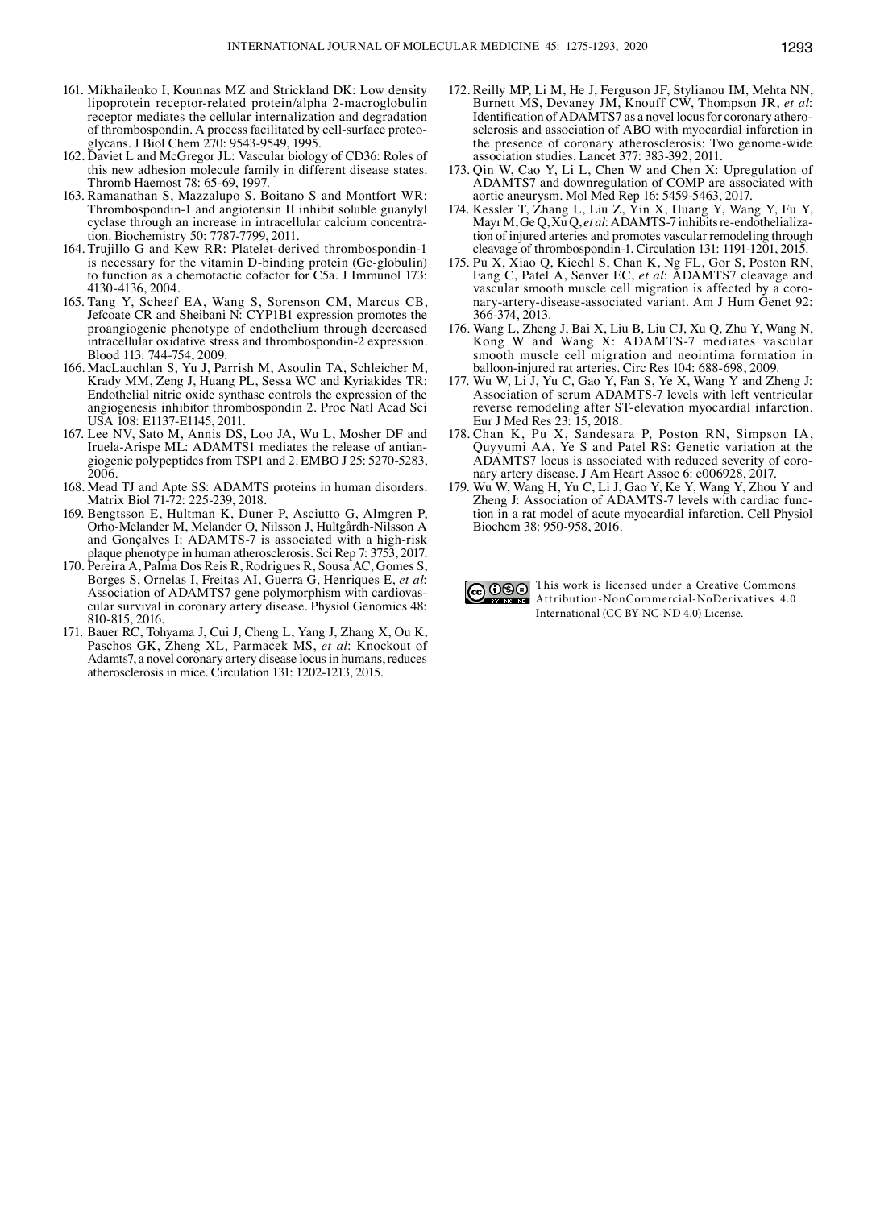161. Mikhailenko I, Kounnas MZ and Strickland DK: Low density lipoprotein receptor-related protein/alpha 2-macroglobulin receptor mediates the cellular internalization and degradation of thrombospondin. A process facilitated by cell-surface proteoglycans. J Biol Chem 270: 9543-9549, 1995.
162. Daviet L and McGregor JL: Vascular biology of CD36: Roles of this new adhesion molecule family in different disease states. Thromb Haemost 78: 65-69, 1997.
163. Ramanathan S, Mazzalupo S, Boitano S and Montfort WR: Thrombospondin-1 and angiotensin II inhibit soluble guanylyl cyclase through an increase in intracellular calcium concentration. Biochemistry 50: 7787-7799, 2011.
164. Trujillo G and Kew RR: Platelet-derived thrombospondin-1 is necessary for the vitamin D-binding protein (Gc-globulin) to function as a chemotactic cofactor for C5a. J Immunol 173: 4130-4136, 2004.
165. Tang Y, Scheef EA, Wang S, Sorenson CM, Marcus CB, Jefcoate CR and Sheibani N: CYP1B1 expression promotes the proangiogenic phenotype of endothelium through decreased intracellular oxidative stress and thrombospondin-2 expression. Blood 113: 744-754, 2009.
166. MacLauchlan S, Yu J, Parrish M, Asoulin TA, Schleicher M, Krady MM, Zeng J, Huang PL, Sessa WC and Kyriakides TR: Endothelial nitric oxide synthase controls the expression of the angiogenesis inhibitor thrombospondin 2. Proc Natl Acad Sci USA 108: E1137-E1145, 2011.
167. Lee NV, Sato M, Annis DS, Loo JA, Wu L, Mosher DF and Iruela-Arispe ML: ADAMTS1 mediates the release of antiangiogenic polypeptides from TSP1 and 2. EMBO J 25: 5270-5283, 2006.
168. Mead TJ and Apte SS: ADAMTS proteins in human disorders. Matrix Biol 71-72: 225-239, 2018.
169. Bengtsson E, Hultman K, Duner P, Asciutto G, Almgren P, Orho-Melander M, Melander O, Nilsson J, Hultgårdh-Nilsson A and Gonçalves I: ADAMTS-7 is associated with a high-risk plaque phenotype in human atherosclerosis. Sci Rep 7: 3753, 2017.
170. Pereira A, Palma Dos Reis R, Rodrigues R, Sousa AC, Gomes S, Borges S, Ornelas I, Freitas AI, Guerra G, Henriques E, *et al*: Association of ADAMTS7 gene polymorphism with cardiovascular survival in coronary artery disease. Physiol Genomics 48: 810-815, 2016.
171. Bauer RC, Tohyama J, Cui J, Cheng L, Yang J, Zhang X, Ou K, Paschos GK, Zheng XL, Parmacek MS, *et al*: Knockout of Adamts7, a novel coronary artery disease locus in humans, reduces atherosclerosis in mice. Circulation 131: 1202-1213, 2015.
172. Reilly MP, Li M, He J, Ferguson JF, Stylianou IM, Mehta NN, Burnett MS, Devaney JM, Knouff CW, Thompson JR, *et al*: Identification of ADAMTS7 as a novel locus for coronary atherosclerosis and association of ABO with myocardial infarction in the presence of coronary atherosclerosis: Two genome-wide association studies. Lancet 377: 383-392, 2011.
173. Qin W, Cao Y, Li L, Chen W and Chen X: Upregulation of ADAMTS7 and downregulation of COMP are associated with aortic aneurysm. Mol Med Rep 16: 5459-5463, 2017.
174. Kessler T, Zhang L, Liu Z, Yin X, Huang Y, Wang Y, Fu Y, Mayr M, Ge Q, Xu Q, *et al*: ADAMTS-7 inhibits re-endothelialization of injured arteries and promotes vascular remodeling through cleavage of thrombospondin-1. Circulation 131: 1191-1201, 2015.
175. Pu X, Xiao Q, Kiechl S, Chan K, Ng FL, Gor S, Poston RN, Fang C, Patel A, Senver EC, *et al*: ADAMTS7 cleavage and vascular smooth muscle cell migration is affected by a coronary-artery-disease-associated variant. Am J Hum Genet 92: 366-374, 2013.
176. Wang L, Zheng J, Bai X, Liu B, Liu CJ, Xu Q, Zhu Y, Wang N, Kong W and Wang X: ADAMTS-7 mediates vascular smooth muscle cell migration and neointima formation in balloon-injured rat arteries. Circ Res 104: 688-698, 2009.
177. Wu W, Li J, Yu C, Gao Y, Fan S, Ye X, Wang Y and Zheng J: Association of serum ADAMTS-7 levels with left ventricular reverse remodeling after ST-elevation myocardial infarction. Eur J Med Res 23: 15, 2018.
178. Chan K, Pu X, Sandesara P, Poston RN, Simpson IA, Quyyumi AA, Ye S and Patel RS: Genetic variation at the ADAMTS7 locus is associated with reduced severity of coronary artery disease. J Am Heart Assoc 6: e006928, 2017.
179. Wu W, Wang H, Yu C, Li J, Gao Y, Ke Y, Wang Y, Zhou Y and Zheng J: Association of ADAMTS-7 levels with cardiac function in a rat model of acute myocardial infarction. Cell Physiol Biochem 38: 950-958, 2016.

This work is licensed under a Creative Commons Attribution-NonCommercial-NoDerivatives 4.0 International (CC BY-NC-ND 4.0) License.